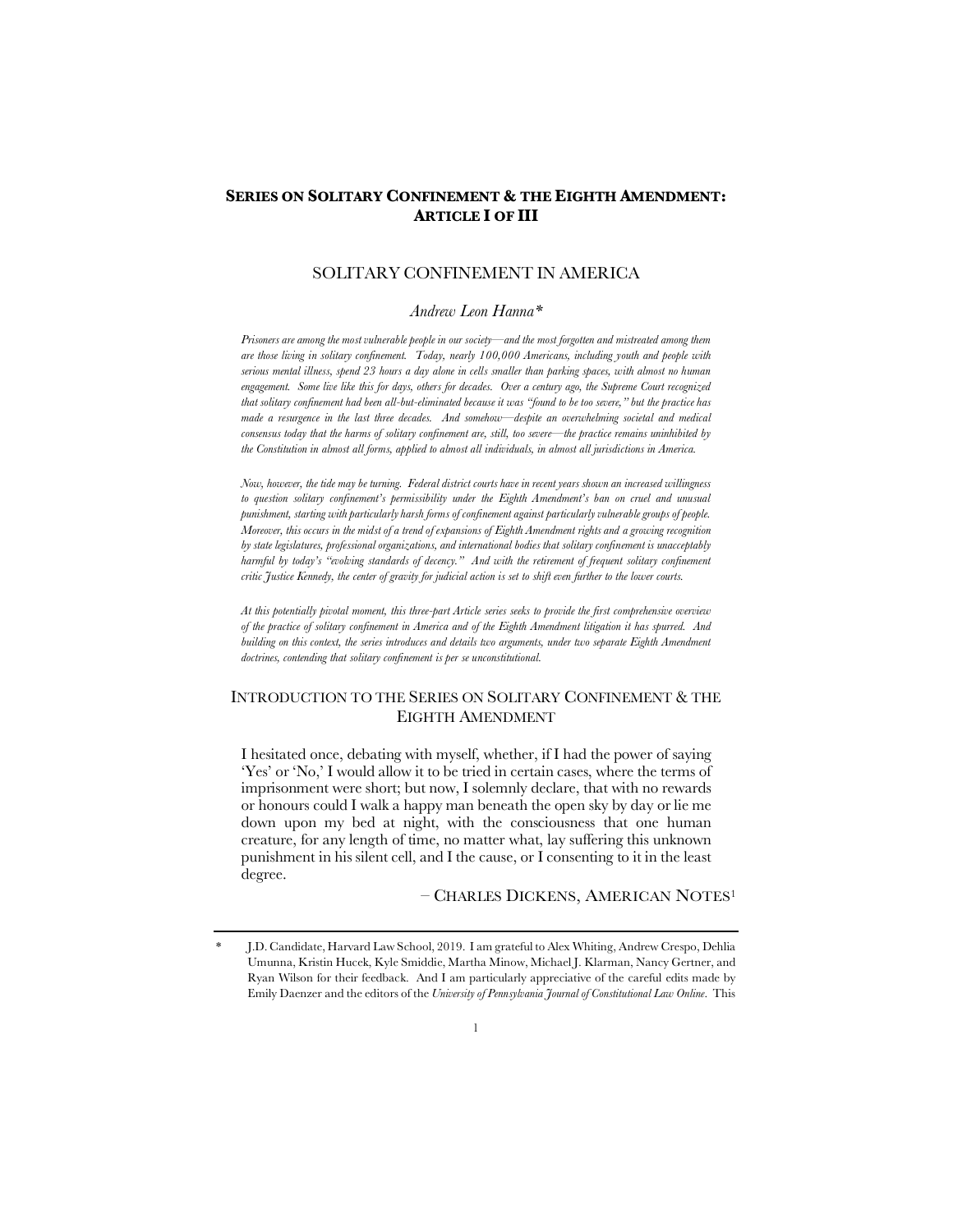**SERIES ON SOLITARY CONFINEMENT & THE EIGHTH AMENDMENT: ARTICLE I OF III**

# SOLITARY CONFINEMENT IN AMERICA

*Andrew Leon Hanna\**

*Prisoners are among the most vulnerable people in our society—and the most forgotten and mistreated among them are those living in solitary confinement. Today, nearly 100,000 Americans, including youth and people with serious mental illness, spend 23 hours a day alone in cells smaller than parking spaces, with almost no human engagement. Some live like this for days, others for decades. Over a century ago, the Supreme Court recognized that solitary confinement had been all-but-eliminated because it was "found to be too severe," but the practice has made a resurgence in the last three decades. And somehow—despite an overwhelming societal and medical consensus today that the harms of solitary confinement are, still, too severe—the practice remains uninhibited by the Constitution in almost all forms, applied to almost all individuals, in almost all jurisdictions in America.*

*Now, however, the tide may be turning. Federal district courts have in recent years shown an increased willingness to question solitary confinement's permissibility under the Eighth Amendment's ban on cruel and unusual punishment, starting with particularly harsh forms of confinement against particularly vulnerable groups of people. Moreover, this occurs in the midst of a trend of expansions of Eighth Amendment rights and a growing recognition by state legislatures, professional organizations, and international bodies that solitary confinement is unacceptably harmful by today's "evolving standards of decency." And with the retirement of frequent solitary confinement critic Justice Kennedy, the center of gravity for judicial action is set to shift even further to the lower courts.*

*At this potentially pivotal moment, this three-part Article series seeks to provide the first comprehensive overview of the practice of solitary confinement in America and of the Eighth Amendment litigation it has spurred. And building on this context, the series introduces and details two arguments, under two separate Eighth Amendment doctrines, contending that solitary confinement is per se unconstitutional.*

## INTRODUCTION TO THE SERIES ON SOLITARY CONFINEMENT & THE EIGHTH AMENDMENT

> I hesitated once, debating with myself, whether, if I had the power of saying 'Yes' or 'No,' I would allow it to be tried in certain cases, where the terms of imprisonment were short; but now, I solemnly declare, that with no rewards or honours could I walk a happy man beneath the open sky by day or lie me down upon my bed at night, with the consciousness that one human creature, for any length of time, no matter what, lay suffering this unknown punishment in his silent cell, and I the cause, or I consenting to it in the least degree.
>
> – CHARLES DICKENS, AMERICAN NOTES[1]

---

\* J.D. Candidate, Harvard Law School, 2019. I am grateful to Alex Whiting, Andrew Crespo, Dehlia Umunna, Kristin Hucek, Kyle Smiddie, Martha Minow, Michael J. Klarman, Nancy Gertner, and Ryan Wilson for their feedback. And I am particularly appreciative of the careful edits made by Emily Daenzer and the editors of the *University of Pennsylvania Journal of Constitutional Law Online*. This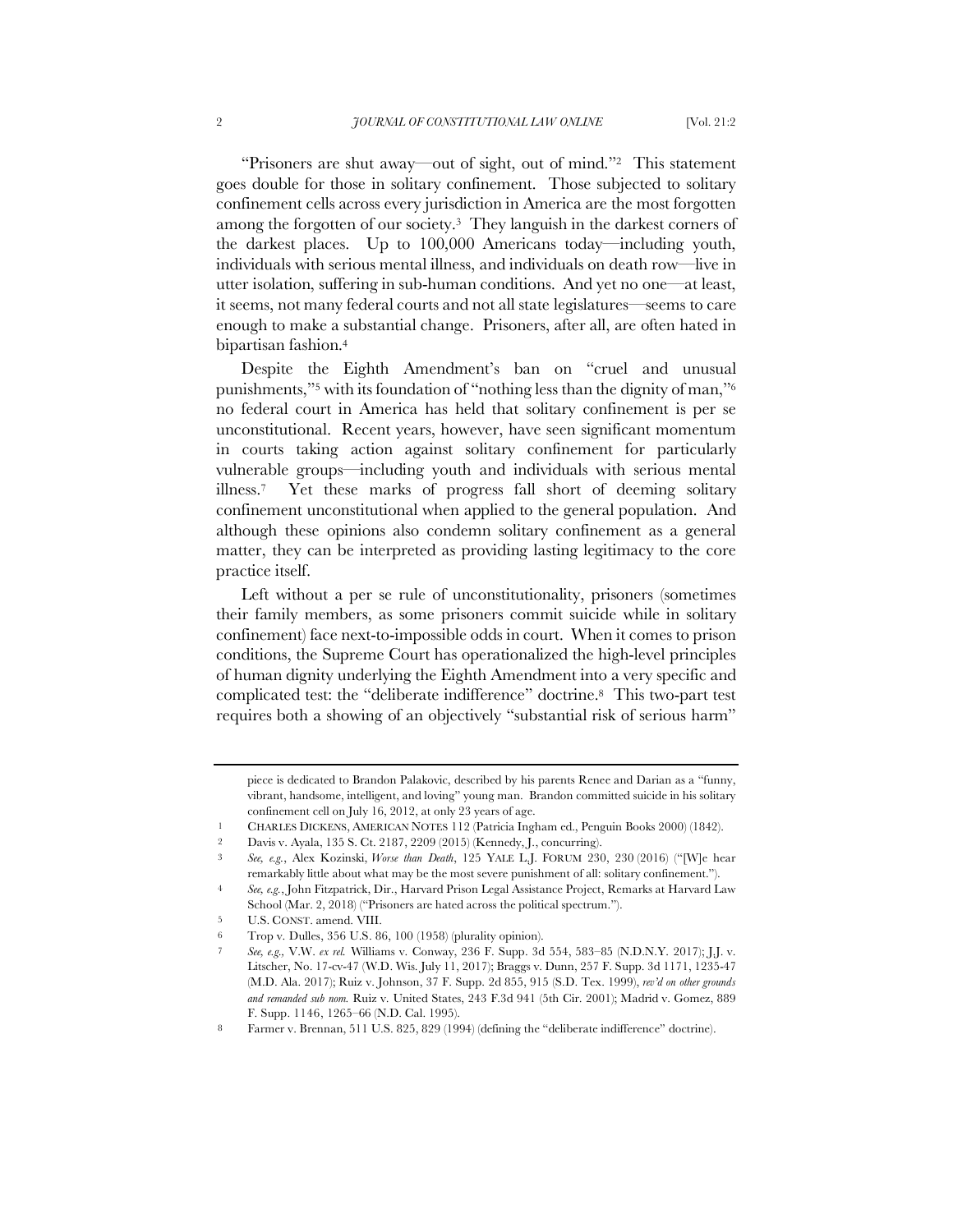"Prisoners are shut away—out of sight, out of mind."[2] This statement goes double for those in solitary confinement. Those subjected to solitary confinement cells across every jurisdiction in America are the most forgotten among the forgotten of our society.[3] They languish in the darkest corners of the darkest places. Up to 100,000 Americans today—including youth, individuals with serious mental illness, and individuals on death row—live in utter isolation, suffering in sub-human conditions. And yet no one—at least, it seems, not many federal courts and not all state legislatures—seems to care enough to make a substantial change. Prisoners, after all, are often hated in bipartisan fashion.[4]

Despite the Eighth Amendment's ban on "cruel and unusual punishments,"[5] with its foundation of "nothing less than the dignity of man,"[6] no federal court in America has held that solitary confinement is per se unconstitutional. Recent years, however, have seen significant momentum in courts taking action against solitary confinement for particularly vulnerable groups—including youth and individuals with serious mental illness.[7] Yet these marks of progress fall short of deeming solitary confinement unconstitutional when applied to the general population. And although these opinions also condemn solitary confinement as a general matter, they can be interpreted as providing lasting legitimacy to the core practice itself.

Left without a per se rule of unconstitutionality, prisoners (sometimes their family members, as some prisoners commit suicide while in solitary confinement) face next-to-impossible odds in court. When it comes to prison conditions, the Supreme Court has operationalized the high-level principles of human dignity underlying the Eighth Amendment into a very specific and complicated test: the "deliberate indifference" doctrine.[8] This two-part test requires both a showing of an objectively "substantial risk of serious harm"

---

piece is dedicated to Brandon Palakovic, described by his parents Renee and Darian as a "funny, vibrant, handsome, intelligent, and loving" young man. Brandon committed suicide in his solitary confinement cell on July 16, 2012, at only 23 years of age.

1 CHARLES DICKENS, AMERICAN NOTES 112 (Patricia Ingham ed., Penguin Books 2000) (1842).

2 Davis v. Ayala, 135 S. Ct. 2187, 2209 (2015) (Kennedy, J., concurring).

3 *See, e.g.*, Alex Kozinski, *Worse than Death*, 125 YALE L.J. FORUM 230, 230 (2016) ("[W]e hear remarkably little about what may be the most severe punishment of all: solitary confinement.").

4 *See, e.g.*, John Fitzpatrick, Dir., Harvard Prison Legal Assistance Project, Remarks at Harvard Law School (Mar. 2, 2018) ("Prisoners are hated across the political spectrum.").

5 U.S. CONST. amend. VIII.

6 Trop v. Dulles, 356 U.S. 86, 100 (1958) (plurality opinion).

7 *See, e.g.*, V.W. *ex rel.* Williams v. Conway, 236 F. Supp. 3d 554, 583–85 (N.D.N.Y. 2017); J.J. v. Litscher, No. 17-cv-47 (W.D. Wis. July 11, 2017); Braggs v. Dunn, 257 F. Supp. 3d 1171, 1235-47 (M.D. Ala. 2017); Ruiz v. Johnson, 37 F. Supp. 2d 855, 915 (S.D. Tex. 1999), *rev'd on other grounds and remanded sub nom.* Ruiz v. United States, 243 F.3d 941 (5th Cir. 2001); Madrid v. Gomez, 889 F. Supp. 1146, 1265–66 (N.D. Cal. 1995).

8 Farmer v. Brennan, 511 U.S. 825, 829 (1994) (defining the "deliberate indifference" doctrine).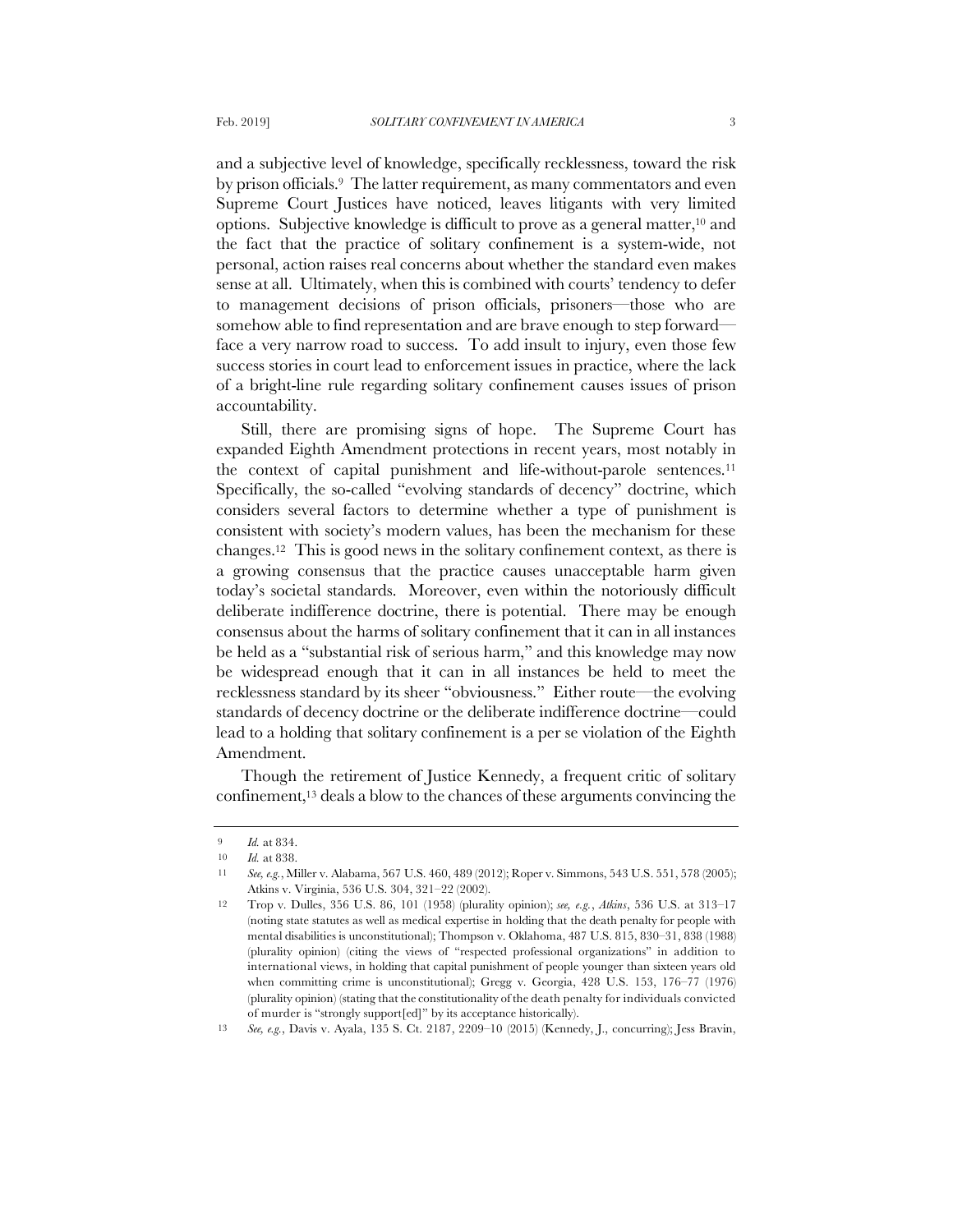and a subjective level of knowledge, specifically recklessness, toward the risk by prison officials.[9] The latter requirement, as many commentators and even Supreme Court Justices have noticed, leaves litigants with very limited options. Subjective knowledge is difficult to prove as a general matter,[10] and the fact that the practice of solitary confinement is a system-wide, not personal, action raises real concerns about whether the standard even makes sense at all. Ultimately, when this is combined with courts' tendency to defer to management decisions of prison officials, prisoners—those who are somehow able to find representation and are brave enough to step forward—face a very narrow road to success. To add insult to injury, even those few success stories in court lead to enforcement issues in practice, where the lack of a bright-line rule regarding solitary confinement causes issues of prison accountability.

Still, there are promising signs of hope. The Supreme Court has expanded Eighth Amendment protections in recent years, most notably in the context of capital punishment and life-without-parole sentences.[11] Specifically, the so-called "evolving standards of decency" doctrine, which considers several factors to determine whether a type of punishment is consistent with society's modern values, has been the mechanism for these changes.[12] This is good news in the solitary confinement context, as there is a growing consensus that the practice causes unacceptable harm given today's societal standards. Moreover, even within the notoriously difficult deliberate indifference doctrine, there is potential. There may be enough consensus about the harms of solitary confinement that it can in all instances be held as a "substantial risk of serious harm," and this knowledge may now be widespread enough that it can in all instances be held to meet the recklessness standard by its sheer "obviousness." Either route—the evolving standards of decency doctrine or the deliberate indifference doctrine—could lead to a holding that solitary confinement is a per se violation of the Eighth Amendment.

Though the retirement of Justice Kennedy, a frequent critic of solitary confinement,[13] deals a blow to the chances of these arguments convincing the

---

9 *Id.* at 834.

10 *Id.* at 838.

11 *See, e.g.*, Miller v. Alabama, 567 U.S. 460, 489 (2012); Roper v. Simmons, 543 U.S. 551, 578 (2005); Atkins v. Virginia, 536 U.S. 304, 321–22 (2002).

12 Trop v. Dulles, 356 U.S. 86, 101 (1958) (plurality opinion); *see, e.g.*, *Atkins*, 536 U.S. at 313–17 (noting state statutes as well as medical expertise in holding that the death penalty for people with mental disabilities is unconstitutional); Thompson v. Oklahoma, 487 U.S. 815, 830–31, 838 (1988) (plurality opinion) (citing the views of "respected professional organizations" in addition to international views, in holding that capital punishment of people younger than sixteen years old when committing crime is unconstitutional); Gregg v. Georgia, 428 U.S. 153, 176–77 (1976) (plurality opinion) (stating that the constitutionality of the death penalty for individuals convicted of murder is "strongly support[ed]" by its acceptance historically).

13 *See, e.g.*, Davis v. Ayala, 135 S. Ct. 2187, 2209–10 (2015) (Kennedy, J., concurring); Jess Bravin,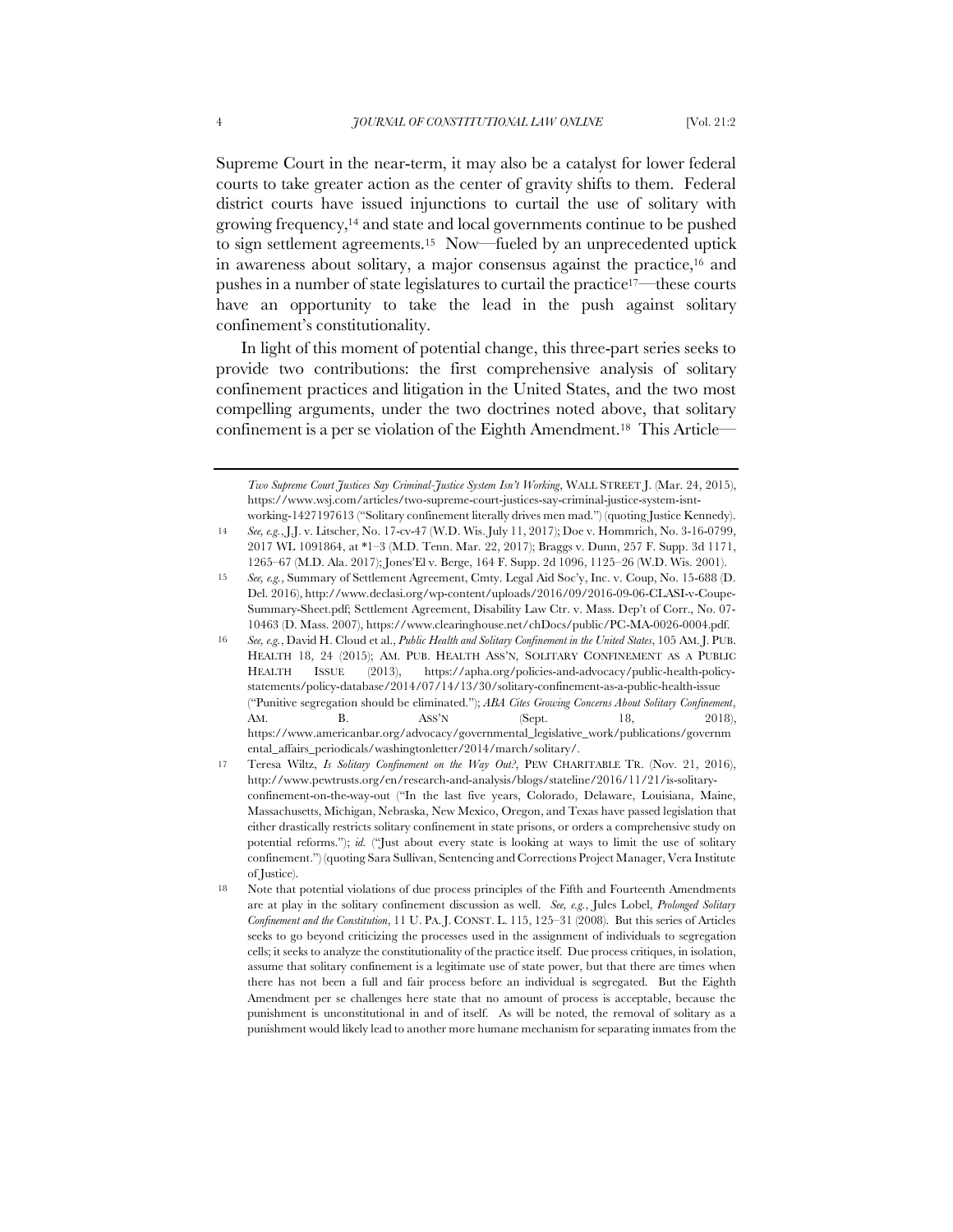Supreme Court in the near-term, it may also be a catalyst for lower federal courts to take greater action as the center of gravity shifts to them. Federal district courts have issued injunctions to curtail the use of solitary with growing frequency,[14] and state and local governments continue to be pushed to sign settlement agreements.[15] Now—fueled by an unprecedented uptick in awareness about solitary, a major consensus against the practice,[16] and pushes in a number of state legislatures to curtail the practice[17]—these courts have an opportunity to take the lead in the push against solitary confinement's constitutionality.

In light of this moment of potential change, this three-part series seeks to provide two contributions: the first comprehensive analysis of solitary confinement practices and litigation in the United States, and the two most compelling arguments, under the two doctrines noted above, that solitary confinement is a per se violation of the Eighth Amendment.[18] This Article—

---

*Two Supreme Court Justices Say Criminal-Justice System Isn't Working*, WALL STREET J. (Mar. 24, 2015), https://www.wsj.com/articles/two-supreme-court-justices-say-criminal-justice-system-isnt-working-1427197613 ("Solitary confinement literally drives men mad.") (quoting Justice Kennedy).

14 *See, e.g.*, J.J. v. Litscher, No. 17-cv-47 (W.D. Wis. July 11, 2017); Doe v. Hommrich, No. 3-16-0799, 2017 WL 1091864, at *1–3 (M.D. Tenn. Mar. 22, 2017); Braggs v. Dunn, 257 F. Supp. 3d 1171, 1265–67 (M.D. Ala. 2017); Jones'El v. Berge, 164 F. Supp. 2d 1096, 1125–26 (W.D. Wis. 2001).

15 *See, e.g.*, Summary of Settlement Agreement, Cmty. Legal Aid Soc'y, Inc. v. Coup, No. 15-688 (D. Del. 2016), http://www.declasi.org/wp-content/uploads/2016/09/2016-09-06-CLASI-v-Coupe-Summary-Sheet.pdf; Settlement Agreement, Disability Law Ctr. v. Mass. Dep't of Corr., No. 07-10463 (D. Mass. 2007), https://www.clearinghouse.net/chDocs/public/PC-MA-0026-0004.pdf.

16 *See, e.g.*, David H. Cloud et al., *Public Health and Solitary Confinement in the United States*, 105 AM. J. PUB. HEALTH 18, 24 (2015); AM. PUB. HEALTH ASS'N, SOLITARY CONFINEMENT AS A PUBLIC HEALTH ISSUE (2013), https://apha.org/policies-and-advocacy/public-health-policy-statements/policy-database/2014/07/14/13/30/solitary-confinement-as-a-public-health-issue ("Punitive segregation should be eliminated."); *ABA Cites Growing Concerns About Solitary Confinement*, AM. B. ASS'N (Sept. 18, 2018), https://www.americanbar.org/advocacy/governmental_legislative_work/publications/governmental_affairs_periodicals/washingtonletter/2014/march/solitary/.

17 Teresa Wiltz, *Is Solitary Confinement on the Way Out?*, PEW CHARITABLE TR. (Nov. 21, 2016), http://www.pewtrusts.org/en/research-and-analysis/blogs/stateline/2016/11/21/is-solitary-confinement-on-the-way-out ("In the last five years, Colorado, Delaware, Louisiana, Maine, Massachusetts, Michigan, Nebraska, New Mexico, Oregon, and Texas have passed legislation that either drastically restricts solitary confinement in state prisons, or orders a comprehensive study on potential reforms."); *id.* ("Just about every state is looking at ways to limit the use of solitary confinement.") (quoting Sara Sullivan, Sentencing and Corrections Project Manager, Vera Institute of Justice).

18 Note that potential violations of due process principles of the Fifth and Fourteenth Amendments are at play in the solitary confinement discussion as well. *See, e.g.*, Jules Lobel, *Prolonged Solitary Confinement and the Constitution*, 11 U. PA. J. CONST. L. 115, 125–31 (2008). But this series of Articles seeks to go beyond criticizing the processes used in the assignment of individuals to segregation cells; it seeks to analyze the constitutionality of the practice itself. Due process critiques, in isolation, assume that solitary confinement is a legitimate use of state power, but that there are times when there has not been a full and fair process before an individual is segregated. But the Eighth Amendment per se challenges here state that no amount of process is acceptable, because the punishment is unconstitutional in and of itself. As will be noted, the removal of solitary as a punishment would likely lead to another more humane mechanism for separating inmates from the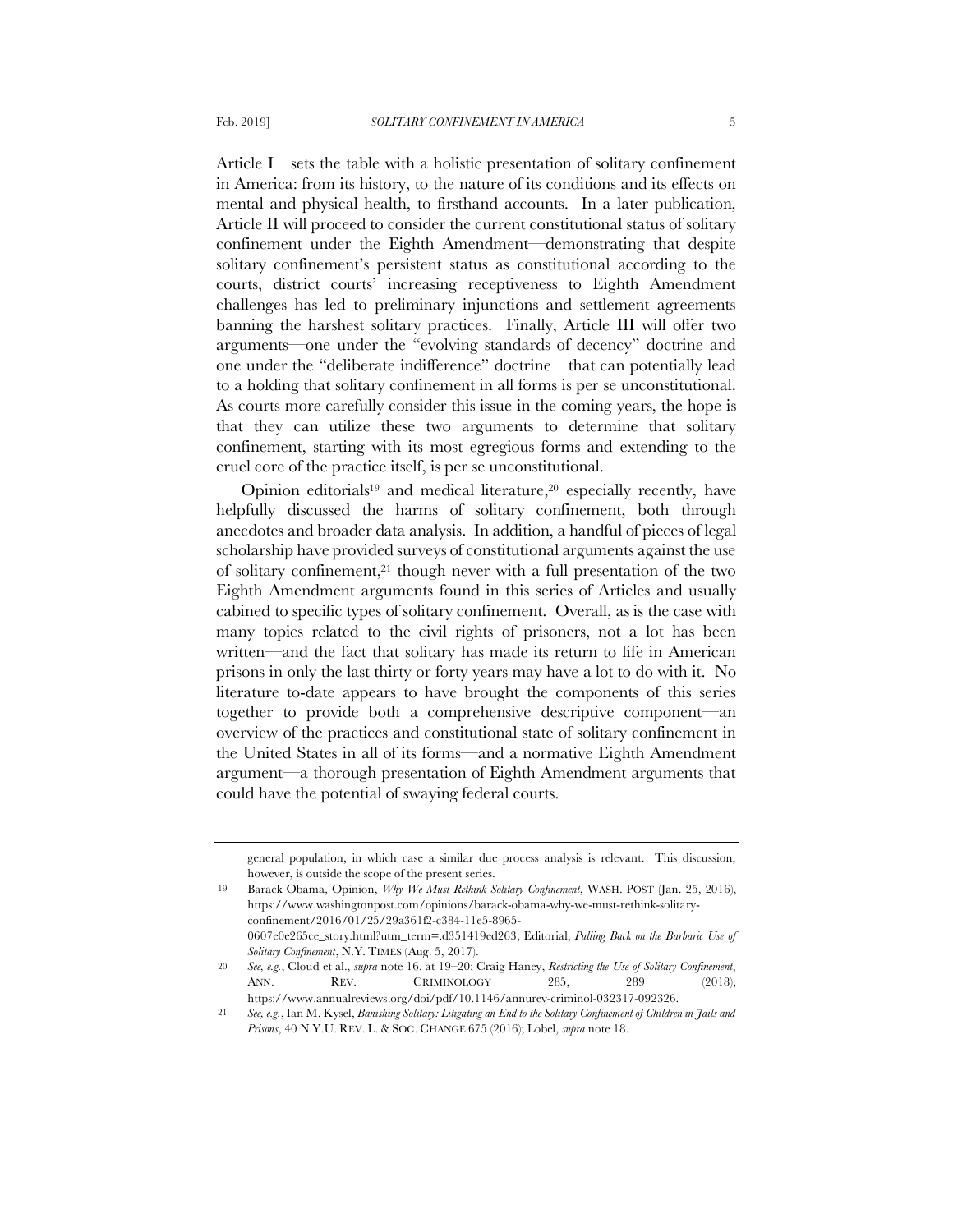Article I—sets the table with a holistic presentation of solitary confinement in America: from its history, to the nature of its conditions and its effects on mental and physical health, to firsthand accounts. In a later publication, Article II will proceed to consider the current constitutional status of solitary confinement under the Eighth Amendment—demonstrating that despite solitary confinement's persistent status as constitutional according to the courts, district courts' increasing receptiveness to Eighth Amendment challenges has led to preliminary injunctions and settlement agreements banning the harshest solitary practices. Finally, Article III will offer two arguments—one under the "evolving standards of decency" doctrine and one under the "deliberate indifference" doctrine—that can potentially lead to a holding that solitary confinement in all forms is per se unconstitutional. As courts more carefully consider this issue in the coming years, the hope is that they can utilize these two arguments to determine that solitary confinement, starting with its most egregious forms and extending to the cruel core of the practice itself, is per se unconstitutional.

Opinion editorials[19] and medical literature,[20] especially recently, have helpfully discussed the harms of solitary confinement, both through anecdotes and broader data analysis. In addition, a handful of pieces of legal scholarship have provided surveys of constitutional arguments against the use of solitary confinement,[21] though never with a full presentation of the two Eighth Amendment arguments found in this series of Articles and usually cabined to specific types of solitary confinement. Overall, as is the case with many topics related to the civil rights of prisoners, not a lot has been written—and the fact that solitary has made its return to life in American prisons in only the last thirty or forty years may have a lot to do with it. No literature to-date appears to have brought the components of this series together to provide both a comprehensive descriptive component—an overview of the practices and constitutional state of solitary confinement in the United States in all of its forms—and a normative Eighth Amendment argument—a thorough presentation of Eighth Amendment arguments that could have the potential of swaying federal courts.

---

general population, in which case a similar due process analysis is relevant. This discussion, however, is outside the scope of the present series.

19 Barack Obama, Opinion, *Why We Must Rethink Solitary Confinement*, WASH. POST (Jan. 25, 2016), https://www.washingtonpost.com/opinions/barack-obama-why-we-must-rethink-solitary-confinement/2016/01/25/29a361f2-c384-11e5-8965-0607e0e265ce_story.html?utm_term=.d351419ed263; Editorial, *Pulling Back on the Barbaric Use of Solitary Confinement*, N.Y. TIMES (Aug. 5, 2017).

20 *See, e.g.*, Cloud et al., *supra* note 16, at 19–20; Craig Haney, *Restricting the Use of Solitary Confinement*, ANN. REV. CRIMINOLOGY 285, 289 (2018), https://www.annualreviews.org/doi/pdf/10.1146/annurev-criminol-032317-092326.

21 *See, e.g.*, Ian M. Kysel, *Banishing Solitary: Litigating an End to the Solitary Confinement of Children in Jails and Prisons*, 40 N.Y.U. REV. L. & SOC. CHANGE 675 (2016); Lobel, *supra* note 18.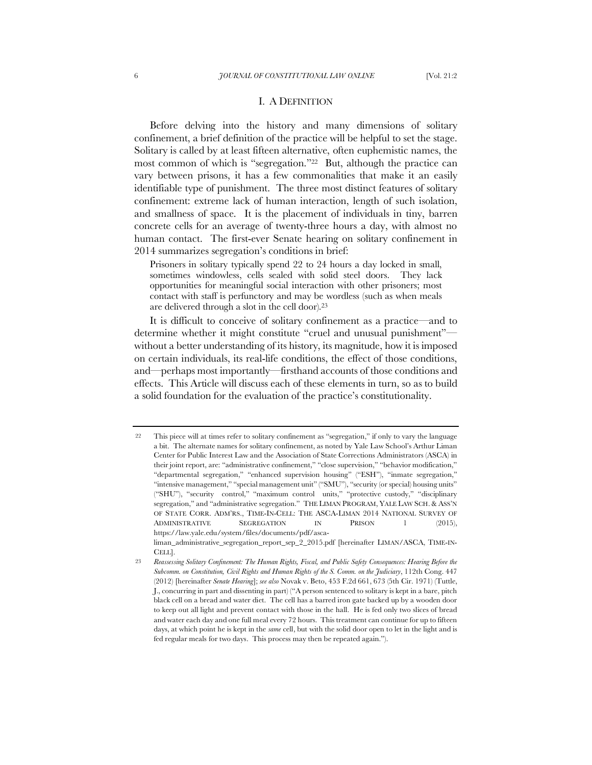## I. A DEFINITION

Before delving into the history and many dimensions of solitary confinement, a brief definition of the practice will be helpful to set the stage. Solitary is called by at least fifteen alternative, often euphemistic names, the most common of which is "segregation."[22] But, although the practice can vary between prisons, it has a few commonalities that make it an easily identifiable type of punishment. The three most distinct features of solitary confinement: extreme lack of human interaction, length of such isolation, and smallness of space. It is the placement of individuals in tiny, barren concrete cells for an average of twenty-three hours a day, with almost no human contact. The first-ever Senate hearing on solitary confinement in 2014 summarizes segregation's conditions in brief:

> Prisoners in solitary typically spend 22 to 24 hours a day locked in small, sometimes windowless, cells sealed with solid steel doors. They lack opportunities for meaningful social interaction with other prisoners; most contact with staff is perfunctory and may be wordless (such as when meals are delivered through a slot in the cell door).[23]

It is difficult to conceive of solitary confinement as a practice—and to determine whether it might constitute "cruel and unusual punishment"—without a better understanding of its history, its magnitude, how it is imposed on certain individuals, its real-life conditions, the effect of those conditions, and—perhaps most importantly—firsthand accounts of those conditions and effects. This Article will discuss each of these elements in turn, so as to build a solid foundation for the evaluation of the practice's constitutionality.

---

22 This piece will at times refer to solitary confinement as "segregation," if only to vary the language a bit. The alternate names for solitary confinement, as noted by Yale Law School's Arthur Liman Center for Public Interest Law and the Association of State Corrections Administrators (ASCA) in their joint report, are: "administrative confinement," "close supervision," "behavior modification," "departmental segregation," "enhanced supervision housing" ("ESH"), "inmate segregation," "intensive management," "special management unit" ("SMU"), "security (or special) housing units" ("SHU"), "security control," "maximum control units," "protective custody," "disciplinary segregation," and "administrative segregation." THE LIMAN PROGRAM, YALE LAW SCH. & ASS'N OF STATE CORR. ADM'RS., TIME-IN-CELL: THE ASCA-LIMAN 2014 NATIONAL SURVEY OF ADMINISTRATIVE SEGREGATION IN PRISON 1 (2015), https://law.yale.edu/system/files/documents/pdf/asca-liman_administrative_segregation_report_sep_2_2015.pdf [hereinafter LIMAN/ASCA, TIME-IN-CELL].

23 *Reassessing Solitary Confinement: The Human Rights, Fiscal, and Public Safety Consequences: Hearing Before the Subcomm. on Constitution, Civil Rights and Human Rights of the S. Comm. on the Judiciary*, 112th Cong. 447 (2012) [hereinafter *Senate Hearing*]; *see also* Novak v. Beto, 453 F.2d 661, 673 (5th Cir. 1971) (Tuttle, J., concurring in part and dissenting in part) ("A person sentenced to solitary is kept in a bare, pitch black cell on a bread and water diet. The cell has a barred iron gate backed up by a wooden door to keep out all light and prevent contact with those in the hall. He is fed only two slices of bread and water each day and one full meal every 72 hours. This treatment can continue for up to fifteen days, at which point he is kept in the *same* cell, but with the solid door open to let in the light and is fed regular meals for two days. This process may then be repeated again.").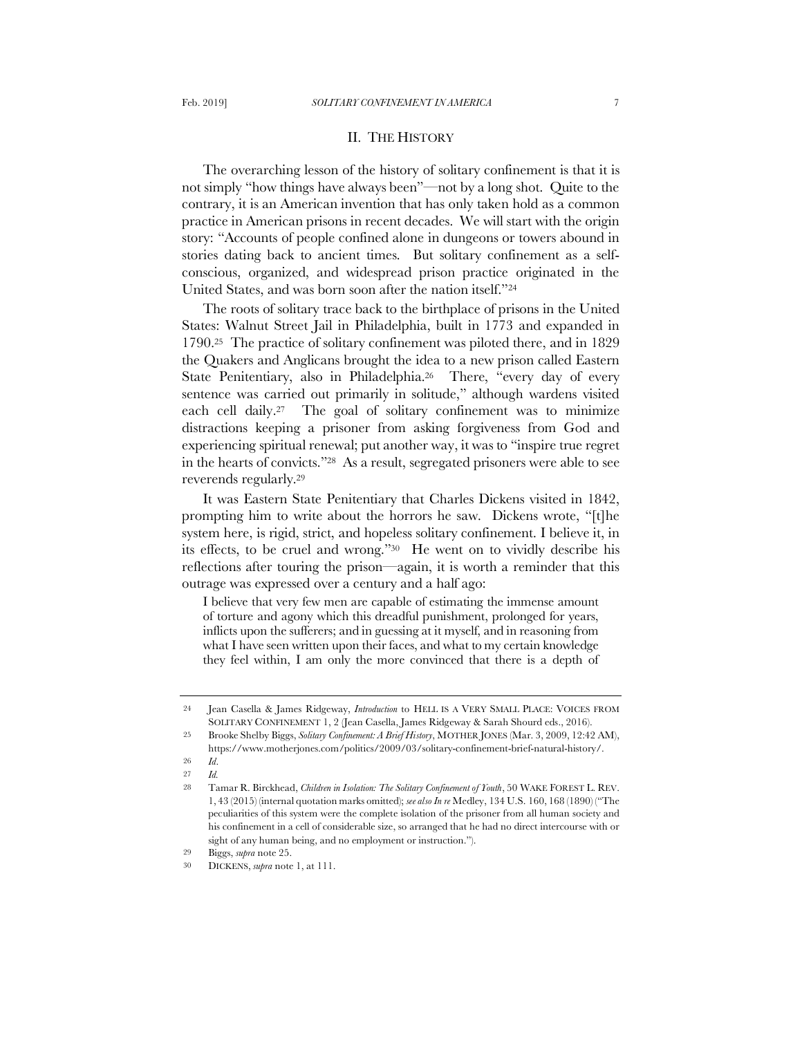## II. THE HISTORY

The overarching lesson of the history of solitary confinement is that it is not simply "how things have always been"—not by a long shot. Quite to the contrary, it is an American invention that has only taken hold as a common practice in American prisons in recent decades. We will start with the origin story: "Accounts of people confined alone in dungeons or towers abound in stories dating back to ancient times. But solitary confinement as a self-conscious, organized, and widespread prison practice originated in the United States, and was born soon after the nation itself."[24]

The roots of solitary trace back to the birthplace of prisons in the United States: Walnut Street Jail in Philadelphia, built in 1773 and expanded in 1790.[25] The practice of solitary confinement was piloted there, and in 1829 the Quakers and Anglicans brought the idea to a new prison called Eastern State Penitentiary, also in Philadelphia.[26] There, "every day of every sentence was carried out primarily in solitude," although wardens visited each cell daily.[27] The goal of solitary confinement was to minimize distractions keeping a prisoner from asking forgiveness from God and experiencing spiritual renewal; put another way, it was to "inspire true regret in the hearts of convicts."[28] As a result, segregated prisoners were able to see reverends regularly.[29]

It was Eastern State Penitentiary that Charles Dickens visited in 1842, prompting him to write about the horrors he saw. Dickens wrote, "[t]he system here, is rigid, strict, and hopeless solitary confinement. I believe it, in its effects, to be cruel and wrong."[30] He went on to vividly describe his reflections after touring the prison—again, it is worth a reminder that this outrage was expressed over a century and a half ago:

> I believe that very few men are capable of estimating the immense amount of torture and agony which this dreadful punishment, prolonged for years, inflicts upon the sufferers; and in guessing at it myself, and in reasoning from what I have seen written upon their faces, and what to my certain knowledge they feel within, I am only the more convinced that there is a depth of

---

24 Jean Casella & James Ridgeway, *Introduction* to HELL IS A VERY SMALL PLACE: VOICES FROM SOLITARY CONFINEMENT 1, 2 (Jean Casella, James Ridgeway & Sarah Shourd eds., 2016).

25 Brooke Shelby Biggs, *Solitary Confinement: A Brief History*, MOTHER JONES (Mar. 3, 2009, 12:42 AM), https://www.motherjones.com/politics/2009/03/solitary-confinement-brief-natural-history/.

26 *Id*.

27 *Id.*

28 Tamar R. Birckhead, *Children in Isolation: The Solitary Confinement of Youth*, 50 WAKE FOREST L. REV. 1, 43 (2015) (internal quotation marks omitted); *see also In re* Medley, 134 U.S. 160, 168 (1890) ("The peculiarities of this system were the complete isolation of the prisoner from all human society and his confinement in a cell of considerable size, so arranged that he had no direct intercourse with or sight of any human being, and no employment or instruction.").

29 Biggs, *supra* note 25.

30 DICKENS, *supra* note 1, at 111.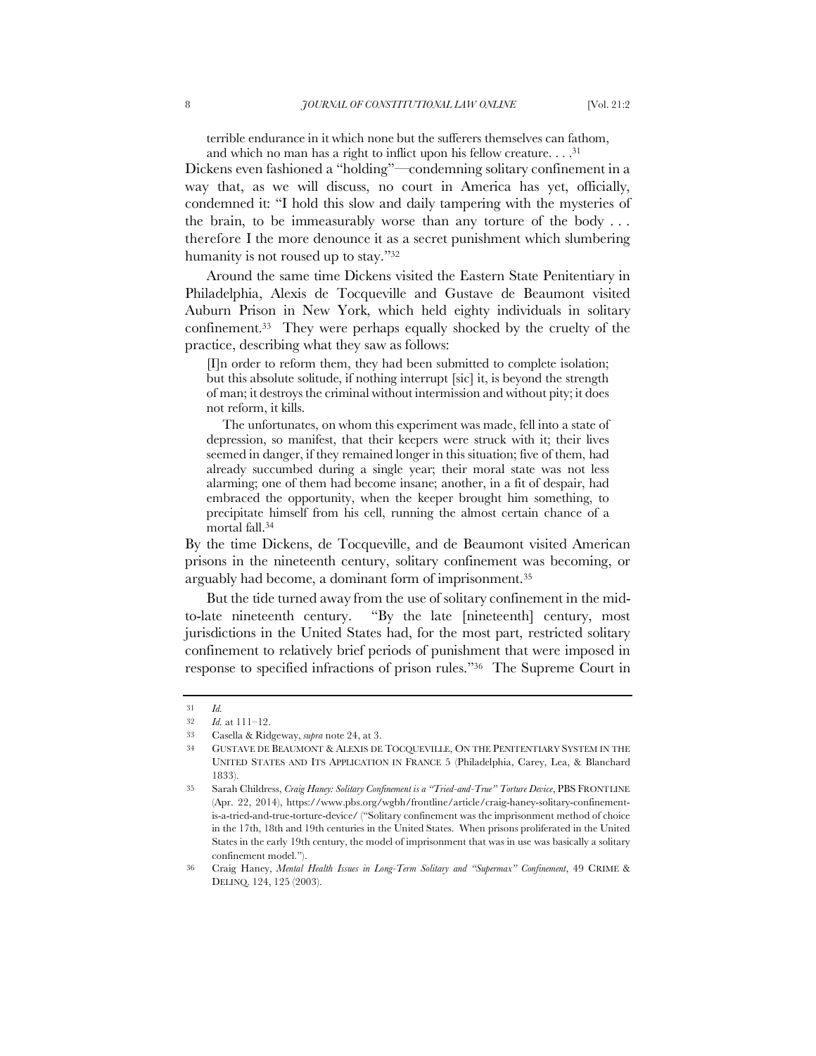> terrible endurance in it which none but the sufferers themselves can fathom, and which no man has a right to inflict upon his fellow creature. . . .[31]

Dickens even fashioned a "holding"—condemning solitary confinement in a way that, as we will discuss, no court in America has yet, officially, condemned it: "I hold this slow and daily tampering with the mysteries of the brain, to be immeasurably worse than any torture of the body . . . therefore I the more denounce it as a secret punishment which slumbering humanity is not roused up to stay."[32]

Around the same time Dickens visited the Eastern State Penitentiary in Philadelphia, Alexis de Tocqueville and Gustave de Beaumont visited Auburn Prison in New York, which held eighty individuals in solitary confinement.[33] They were perhaps equally shocked by the cruelty of the practice, describing what they saw as follows:

> [I]n order to reform them, they had been submitted to complete isolation; but this absolute solitude, if nothing interrupt [sic] it, is beyond the strength of man; it destroys the criminal without intermission and without pity; it does not reform, it kills.
>
> The unfortunates, on whom this experiment was made, fell into a state of depression, so manifest, that their keepers were struck with it; their lives seemed in danger, if they remained longer in this situation; five of them, had already succumbed during a single year; their moral state was not less alarming; one of them had become insane; another, in a fit of despair, had embraced the opportunity, when the keeper brought him something, to precipitate himself from his cell, running the almost certain chance of a mortal fall.[34]

By the time Dickens, de Tocqueville, and de Beaumont visited American prisons in the nineteenth century, solitary confinement was becoming, or arguably had become, a dominant form of imprisonment.[35]

But the tide turned away from the use of solitary confinement in the mid-to-late nineteenth century. "By the late [nineteenth] century, most jurisdictions in the United States had, for the most part, restricted solitary confinement to relatively brief periods of punishment that were imposed in response to specified infractions of prison rules."[36] The Supreme Court in

---

31 *Id.*

32 *Id.* at 111–12.

33 Casella & Ridgeway, *supra* note 24, at 3.

34 GUSTAVE DE BEAUMONT & ALEXIS DE TOCQUEVILLE, ON THE PENITENTIARY SYSTEM IN THE UNITED STATES AND ITS APPLICATION IN FRANCE 5 (Philadelphia, Carey, Lea, & Blanchard 1833).

35 Sarah Childress, *Craig Haney: Solitary Confinement is a "Tried-and-True" Torture Device*, PBS FRONTLINE (Apr. 22, 2014), https://www.pbs.org/wgbh/frontline/article/craig-haney-solitary-confinement-is-a-tried-and-true-torture-device/ ("Solitary confinement was the imprisonment method of choice in the 17th, 18th and 19th centuries in the United States. When prisons proliferated in the United States in the early 19th century, the model of imprisonment that was in use was basically a solitary confinement model.").

36 Craig Haney, *Mental Health Issues in Long-Term Solitary and "Supermax" Confinement*, 49 CRIME & DELINQ. 124, 125 (2003).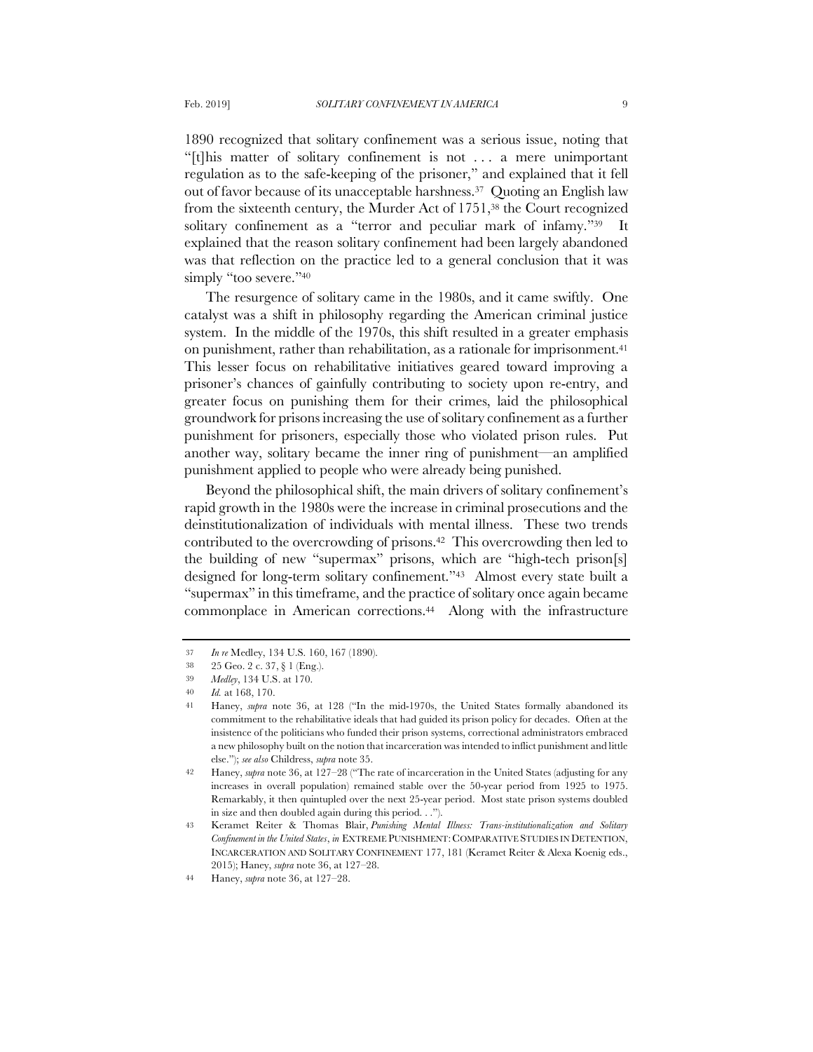1890 recognized that solitary confinement was a serious issue, noting that "[t]his matter of solitary confinement is not . . . a mere unimportant regulation as to the safe-keeping of the prisoner," and explained that it fell out of favor because of its unacceptable harshness.[37] Quoting an English law from the sixteenth century, the Murder Act of 1751,[38] the Court recognized solitary confinement as a "terror and peculiar mark of infamy."[39] It explained that the reason solitary confinement had been largely abandoned was that reflection on the practice led to a general conclusion that it was simply "too severe."[40]

The resurgence of solitary came in the 1980s, and it came swiftly. One catalyst was a shift in philosophy regarding the American criminal justice system. In the middle of the 1970s, this shift resulted in a greater emphasis on punishment, rather than rehabilitation, as a rationale for imprisonment.[41] This lesser focus on rehabilitative initiatives geared toward improving a prisoner's chances of gainfully contributing to society upon re-entry, and greater focus on punishing them for their crimes, laid the philosophical groundwork for prisons increasing the use of solitary confinement as a further punishment for prisoners, especially those who violated prison rules. Put another way, solitary became the inner ring of punishment—an amplified punishment applied to people who were already being punished.

Beyond the philosophical shift, the main drivers of solitary confinement's rapid growth in the 1980s were the increase in criminal prosecutions and the deinstitutionalization of individuals with mental illness. These two trends contributed to the overcrowding of prisons.[42] This overcrowding then led to the building of new "supermax" prisons, which are "high-tech prison[s] designed for long-term solitary confinement."[43] Almost every state built a "supermax" in this timeframe, and the practice of solitary once again became commonplace in American corrections.[44] Along with the infrastructure

---

37 *In re* Medley, 134 U.S. 160, 167 (1890).

38 25 Geo. 2 c. 37, § 1 (Eng.).

39 *Medley*, 134 U.S. at 170.

40 *Id.* at 168, 170.

41 Haney, *supra* note 36, at 128 ("In the mid-1970s, the United States formally abandoned its commitment to the rehabilitative ideals that had guided its prison policy for decades. Often at the insistence of the politicians who funded their prison systems, correctional administrators embraced a new philosophy built on the notion that incarceration was intended to inflict punishment and little else."); *see also* Childress, *supra* note 35.

42 Haney, *supra* note 36, at 127–28 ("The rate of incarceration in the United States (adjusting for any increases in overall population) remained stable over the 50-year period from 1925 to 1975. Remarkably, it then quintupled over the next 25-year period. Most state prison systems doubled in size and then doubled again during this period. . .").

43 Keramet Reiter & Thomas Blair, *Punishing Mental Illness: Trans-institutionalization and Solitary Confinement in the United States*, *in* EXTREME PUNISHMENT: COMPARATIVE STUDIES IN DETENTION, INCARCERATION AND SOLITARY CONFINEMENT 177, 181 (Keramet Reiter & Alexa Koenig eds., 2015); Haney, *supra* note 36, at 127–28.

44 Haney, *supra* note 36, at 127–28.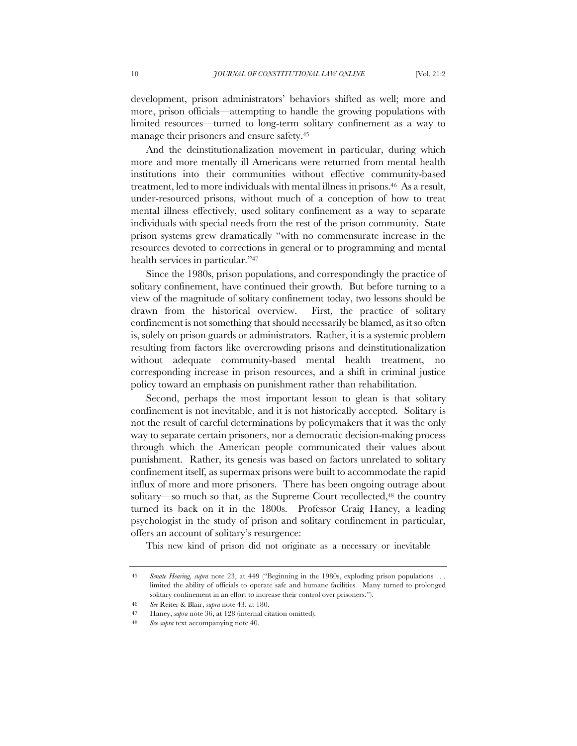development, prison administrators' behaviors shifted as well; more and more, prison officials—attempting to handle the growing populations with limited resources—turned to long-term solitary confinement as a way to manage their prisoners and ensure safety.[45]

And the deinstitutionalization movement in particular, during which more and more mentally ill Americans were returned from mental health institutions into their communities without effective community-based treatment, led to more individuals with mental illness in prisons.[46] As a result, under-resourced prisons, without much of a conception of how to treat mental illness effectively, used solitary confinement as a way to separate individuals with special needs from the rest of the prison community. State prison systems grew dramatically "with no commensurate increase in the resources devoted to corrections in general or to programming and mental health services in particular."[47]

Since the 1980s, prison populations, and correspondingly the practice of solitary confinement, have continued their growth. But before turning to a view of the magnitude of solitary confinement today, two lessons should be drawn from the historical overview. First, the practice of solitary confinement is not something that should necessarily be blamed, as it so often is, solely on prison guards or administrators. Rather, it is a systemic problem resulting from factors like overcrowding prisons and deinstitutionalization without adequate community-based mental health treatment, no corresponding increase in prison resources, and a shift in criminal justice policy toward an emphasis on punishment rather than rehabilitation.

Second, perhaps the most important lesson to glean is that solitary confinement is not inevitable, and it is not historically accepted. Solitary is not the result of careful determinations by policymakers that it was the only way to separate certain prisoners, nor a democratic decision-making process through which the American people communicated their values about punishment. Rather, its genesis was based on factors unrelated to solitary confinement itself, as supermax prisons were built to accommodate the rapid influx of more and more prisoners. There has been ongoing outrage about solitary—so much so that, as the Supreme Court recollected,[48] the country turned its back on it in the 1800s. Professor Craig Haney, a leading psychologist in the study of prison and solitary confinement in particular, offers an account of solitary's resurgence:

This new kind of prison did not originate as a necessary or inevitable

---

45 *Senate Hearing*, *supra* note 23, at 449 ("Beginning in the 1980s, exploding prison populations . . . limited the ability of officials to operate safe and humane facilities. Many turned to prolonged solitary confinement in an effort to increase their control over prisoners.").

46 *See* Reiter & Blair, *supra* note 43, at 180.

47 Haney, *supra* note 36, at 128 (internal citation omitted).

48 *See supra* text accompanying note 40.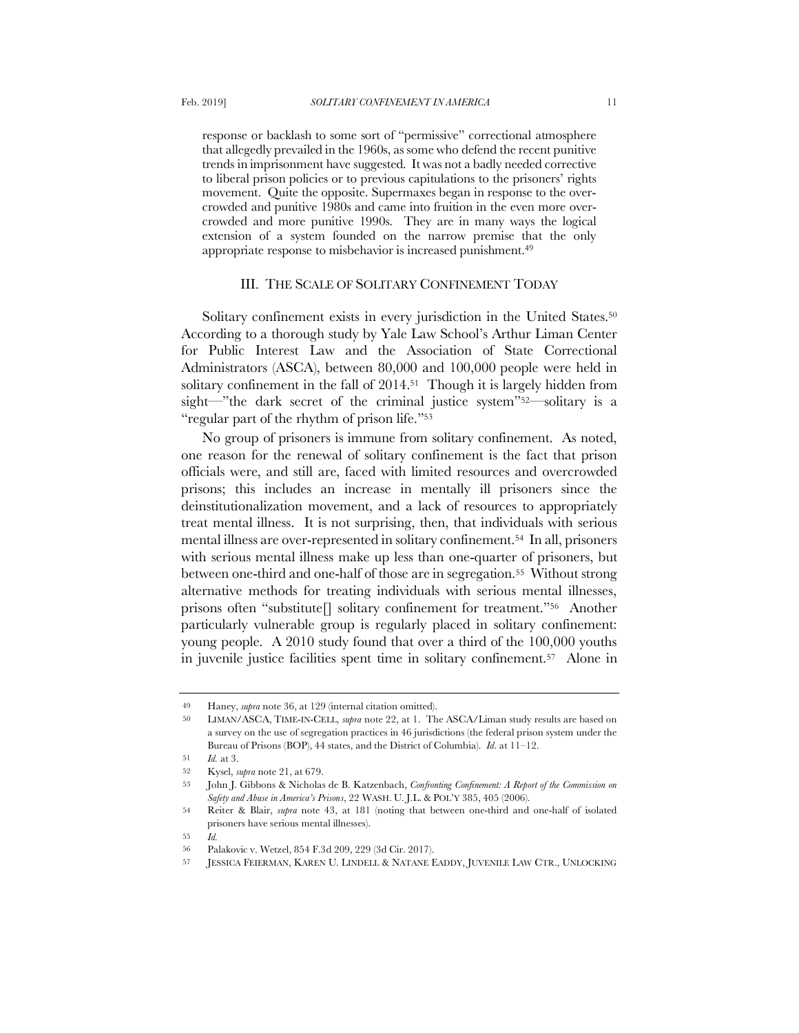response or backlash to some sort of "permissive" correctional atmosphere that allegedly prevailed in the 1960s, as some who defend the recent punitive trends in imprisonment have suggested. It was not a badly needed corrective to liberal prison policies or to previous capitulations to the prisoners' rights movement. Quite the opposite. Supermaxes began in response to the overcrowded and punitive 1980s and came into fruition in the even more overcrowded and more punitive 1990s. They are in many ways the logical extension of a system founded on the narrow premise that the only appropriate response to misbehavior is increased punishment.[49]

## III. THE SCALE OF SOLITARY CONFINEMENT TODAY

Solitary confinement exists in every jurisdiction in the United States.[50] According to a thorough study by Yale Law School's Arthur Liman Center for Public Interest Law and the Association of State Correctional Administrators (ASCA), between 80,000 and 100,000 people were held in solitary confinement in the fall of 2014.[51] Though it is largely hidden from sight—"the dark secret of the criminal justice system"[52]—solitary is a "regular part of the rhythm of prison life."[53]

No group of prisoners is immune from solitary confinement. As noted, one reason for the renewal of solitary confinement is the fact that prison officials were, and still are, faced with limited resources and overcrowded prisons; this includes an increase in mentally ill prisoners since the deinstitutionalization movement, and a lack of resources to appropriately treat mental illness. It is not surprising, then, that individuals with serious mental illness are over-represented in solitary confinement.[54] In all, prisoners with serious mental illness make up less than one-quarter of prisoners, but between one-third and one-half of those are in segregation.[55] Without strong alternative methods for treating individuals with serious mental illnesses, prisons often "substitute[] solitary confinement for treatment."[56] Another particularly vulnerable group is regularly placed in solitary confinement: young people. A 2010 study found that over a third of the 100,000 youths in juvenile justice facilities spent time in solitary confinement.[57] Alone in

---

49 Haney, *supra* note 36, at 129 (internal citation omitted).

50 LIMAN/ASCA, TIME-IN-CELL, *supra* note 22, at 1. The ASCA/Liman study results are based on a survey on the use of segregation practices in 46 jurisdictions (the federal prison system under the Bureau of Prisons (BOP), 44 states, and the District of Columbia). *Id*. at 11–12.

51 *Id.* at 3.

52 Kysel, *supra* note 21, at 679.

53 John J. Gibbons & Nicholas de B. Katzenbach, *Confronting Confinement: A Report of the Commission on Safety and Abuse in America's Prisons*, 22 WASH. U. J.L. & POL'Y 385, 405 (2006).

54 Reiter & Blair, *supra* note 43, at 181 (noting that between one-third and one-half of isolated prisoners have serious mental illnesses).

55 *Id.*

56 Palakovic v. Wetzel, 854 F.3d 209, 229 (3d Cir. 2017).

57 JESSICA FEIERMAN, KAREN U. LINDELL & NATANE EADDY, JUVENILE LAW CTR., UNLOCKING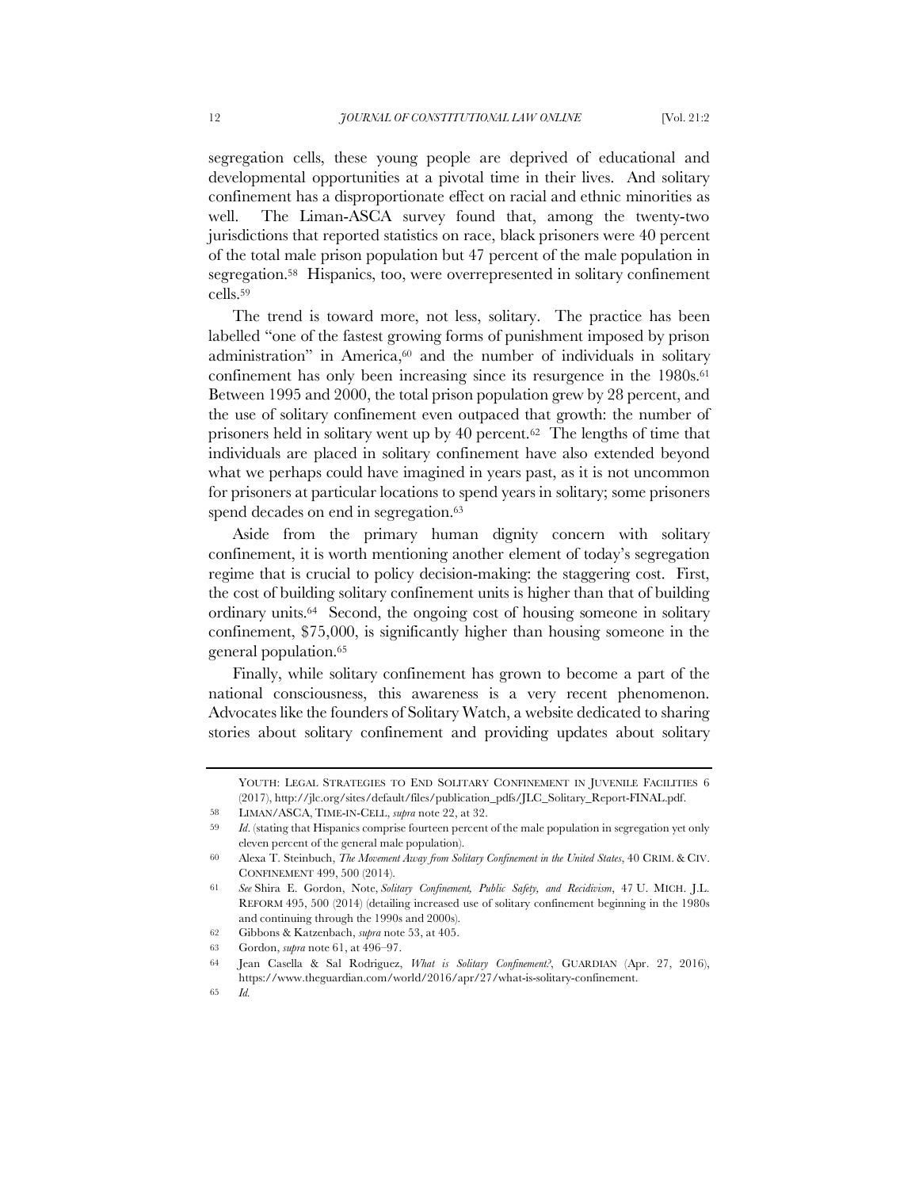segregation cells, these young people are deprived of educational and developmental opportunities at a pivotal time in their lives. And solitary confinement has a disproportionate effect on racial and ethnic minorities as well. The Liman-ASCA survey found that, among the twenty-two jurisdictions that reported statistics on race, black prisoners were 40 percent of the total male prison population but 47 percent of the male population in segregation.[58] Hispanics, too, were overrepresented in solitary confinement cells.[59]

The trend is toward more, not less, solitary. The practice has been labelled "one of the fastest growing forms of punishment imposed by prison administration" in America,[60] and the number of individuals in solitary confinement has only been increasing since its resurgence in the 1980s.[61] Between 1995 and 2000, the total prison population grew by 28 percent, and the use of solitary confinement even outpaced that growth: the number of prisoners held in solitary went up by 40 percent.[62] The lengths of time that individuals are placed in solitary confinement have also extended beyond what we perhaps could have imagined in years past, as it is not uncommon for prisoners at particular locations to spend years in solitary; some prisoners spend decades on end in segregation.[63]

Aside from the primary human dignity concern with solitary confinement, it is worth mentioning another element of today's segregation regime that is crucial to policy decision-making: the staggering cost. First, the cost of building solitary confinement units is higher than that of building ordinary units.[64] Second, the ongoing cost of housing someone in solitary confinement, $75,000, is significantly higher than housing someone in the general population.[65]

Finally, while solitary confinement has grown to become a part of the national consciousness, this awareness is a very recent phenomenon. Advocates like the founders of Solitary Watch, a website dedicated to sharing stories about solitary confinement and providing updates about solitary

---

YOUTH: LEGAL STRATEGIES TO END SOLITARY CONFINEMENT IN JUVENILE FACILITIES 6 (2017), http://jlc.org/sites/default/files/publication_pdfs/JLC_Solitary_Report-FINAL.pdf.

58 LIMAN/ASCA, TIME-IN-CELL, *supra* note 22, at 32.

59 *Id.* (stating that Hispanics comprise fourteen percent of the male population in segregation yet only eleven percent of the general male population).

60 Alexa T. Steinbuch, *The Movement Away from Solitary Confinement in the United States*, 40 CRIM. & CIV. CONFINEMENT 499, 500 (2014).

61 *See* Shira E. Gordon, Note, *Solitary Confinement, Public Safety, and Recidivism*, 47 U. MICH. J.L. REFORM 495, 500 (2014) (detailing increased use of solitary confinement beginning in the 1980s and continuing through the 1990s and 2000s).

62 Gibbons & Katzenbach, *supra* note 53, at 405.

63 Gordon, *supra* note 61, at 496–97.

64 Jean Casella & Sal Rodriguez, *What is Solitary Confinement?*, GUARDIAN (Apr. 27, 2016), https://www.theguardian.com/world/2016/apr/27/what-is-solitary-confinement.

65 *Id.*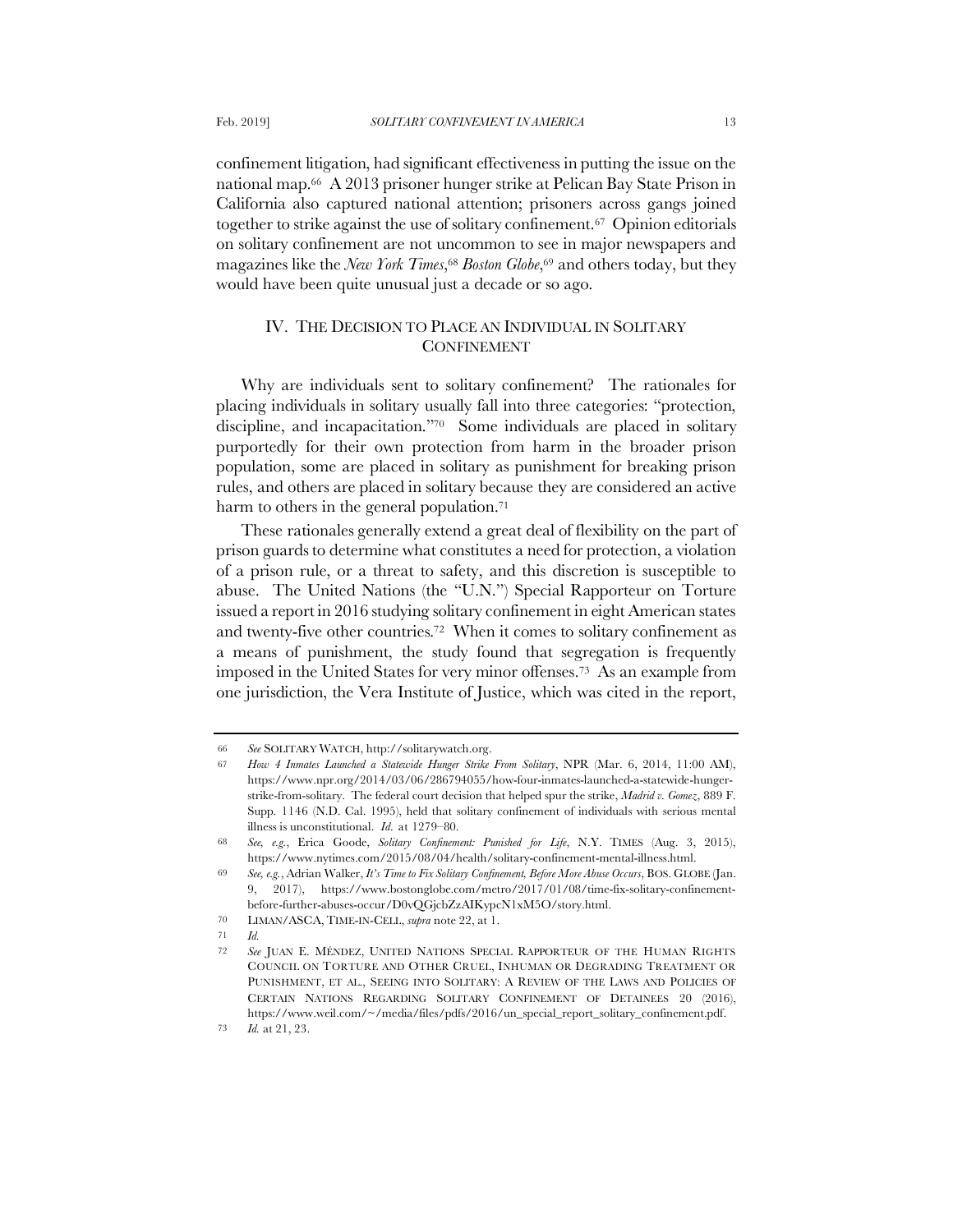confinement litigation, had significant effectiveness in putting the issue on the national map.[66] A 2013 prisoner hunger strike at Pelican Bay State Prison in California also captured national attention; prisoners across gangs joined together to strike against the use of solitary confinement.[67] Opinion editorials on solitary confinement are not uncommon to see in major newspapers and magazines like the *New York Times*,[68] *Boston Globe*,[69] and others today, but they would have been quite unusual just a decade or so ago.

## IV. THE DECISION TO PLACE AN INDIVIDUAL IN SOLITARY CONFINEMENT

Why are individuals sent to solitary confinement? The rationales for placing individuals in solitary usually fall into three categories: "protection, discipline, and incapacitation."[70] Some individuals are placed in solitary purportedly for their own protection from harm in the broader prison population, some are placed in solitary as punishment for breaking prison rules, and others are placed in solitary because they are considered an active harm to others in the general population.[71]

These rationales generally extend a great deal of flexibility on the part of prison guards to determine what constitutes a need for protection, a violation of a prison rule, or a threat to safety, and this discretion is susceptible to abuse. The United Nations (the "U.N.") Special Rapporteur on Torture issued a report in 2016 studying solitary confinement in eight American states and twenty-five other countries.[72] When it comes to solitary confinement as a means of punishment, the study found that segregation is frequently imposed in the United States for very minor offenses.[73] As an example from one jurisdiction, the Vera Institute of Justice, which was cited in the report,

---

66 *See* SOLITARY WATCH, http://solitarywatch.org.

67 *How 4 Inmates Launched a Statewide Hunger Strike From Solitary*, NPR (Mar. 6, 2014, 11:00 AM), https://www.npr.org/2014/03/06/286794055/how-four-inmates-launched-a-statewide-hunger-strike-from-solitary. The federal court decision that helped spur the strike, *Madrid v. Gomez*, 889 F. Supp. 1146 (N.D. Cal. 1995), held that solitary confinement of individuals with serious mental illness is unconstitutional. *Id.* at 1279–80.

68 *See, e.g.*, Erica Goode, *Solitary Confinement: Punished for Life*, N.Y. TIMES (Aug. 3, 2015), https://www.nytimes.com/2015/08/04/health/solitary-confinement-mental-illness.html.

69 *See, e.g.*, Adrian Walker, *It's Time to Fix Solitary Confinement, Before More Abuse Occurs*, BOS. GLOBE (Jan. 9, 2017), https://www.bostonglobe.com/metro/2017/01/08/time-fix-solitary-confinement-before-further-abuses-occur/D0vQGjcbZzAIKypcN1xM5O/story.html.

70 LIMAN/ASCA, TIME-IN-CELL, *supra* note 22, at 1.

71 *Id.*

72 *See* JUAN E. MÉNDEZ, UNITED NATIONS SPECIAL RAPPORTEUR OF THE HUMAN RIGHTS COUNCIL ON TORTURE AND OTHER CRUEL, INHUMAN OR DEGRADING TREATMENT OR PUNISHMENT, ET AL., SEEING INTO SOLITARY: A REVIEW OF THE LAWS AND POLICIES OF CERTAIN NATIONS REGARDING SOLITARY CONFINEMENT OF DETAINEES 20 (2016), https://www.weil.com/~/media/files/pdfs/2016/un_special_report_solitary_confinement.pdf.

73 *Id.* at 21, 23.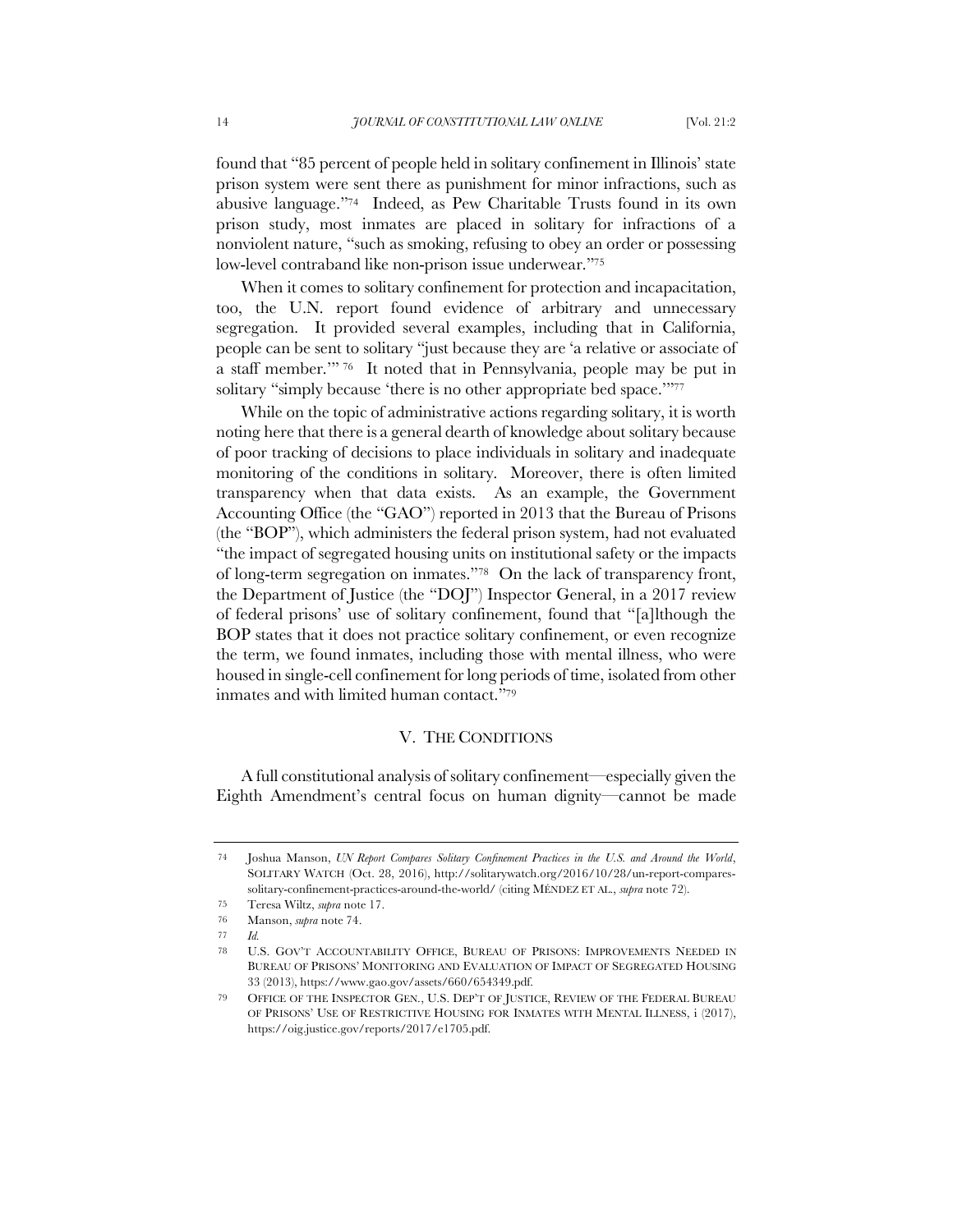found that "85 percent of people held in solitary confinement in Illinois' state prison system were sent there as punishment for minor infractions, such as abusive language."[74] Indeed, as Pew Charitable Trusts found in its own prison study, most inmates are placed in solitary for infractions of a nonviolent nature, "such as smoking, refusing to obey an order or possessing low-level contraband like non-prison issue underwear."[75]

When it comes to solitary confinement for protection and incapacitation, too, the U.N. report found evidence of arbitrary and unnecessary segregation. It provided several examples, including that in California, people can be sent to solitary "just because they are 'a relative or associate of a staff member.'"[76] It noted that in Pennsylvania, people may be put in solitary "simply because 'there is no other appropriate bed space.'"[77]

While on the topic of administrative actions regarding solitary, it is worth noting here that there is a general dearth of knowledge about solitary because of poor tracking of decisions to place individuals in solitary and inadequate monitoring of the conditions in solitary. Moreover, there is often limited transparency when that data exists. As an example, the Government Accounting Office (the "GAO") reported in 2013 that the Bureau of Prisons (the "BOP"), which administers the federal prison system, had not evaluated "the impact of segregated housing units on institutional safety or the impacts of long-term segregation on inmates."[78] On the lack of transparency front, the Department of Justice (the "DOJ") Inspector General, in a 2017 review of federal prisons' use of solitary confinement, found that "[a]lthough the BOP states that it does not practice solitary confinement, or even recognize the term, we found inmates, including those with mental illness, who were housed in single-cell confinement for long periods of time, isolated from other inmates and with limited human contact."[79]

## V. THE CONDITIONS

A full constitutional analysis of solitary confinement—especially given the Eighth Amendment's central focus on human dignity—cannot be made

---

[74] Joshua Manson, *UN Report Compares Solitary Confinement Practices in the U.S. and Around the World*, SOLITARY WATCH (Oct. 28, 2016), http://solitarywatch.org/2016/10/28/un-report-compares-solitary-confinement-practices-around-the-world/ (citing MÉNDEZ ET AL., *supra* note 72).

[75] Teresa Wiltz, *supra* note 17.

[76] Manson, *supra* note 74.

[77] *Id.*

[78] U.S. GOV'T ACCOUNTABILITY OFFICE, BUREAU OF PRISONS: IMPROVEMENTS NEEDED IN BUREAU OF PRISONS' MONITORING AND EVALUATION OF IMPACT OF SEGREGATED HOUSING 33 (2013), https://www.gao.gov/assets/660/654349.pdf.

[79] OFFICE OF THE INSPECTOR GEN., U.S. DEP'T OF JUSTICE, REVIEW OF THE FEDERAL BUREAU OF PRISONS' USE OF RESTRICTIVE HOUSING FOR INMATES WITH MENTAL ILLNESS, i (2017), https://oig.justice.gov/reports/2017/e1705.pdf.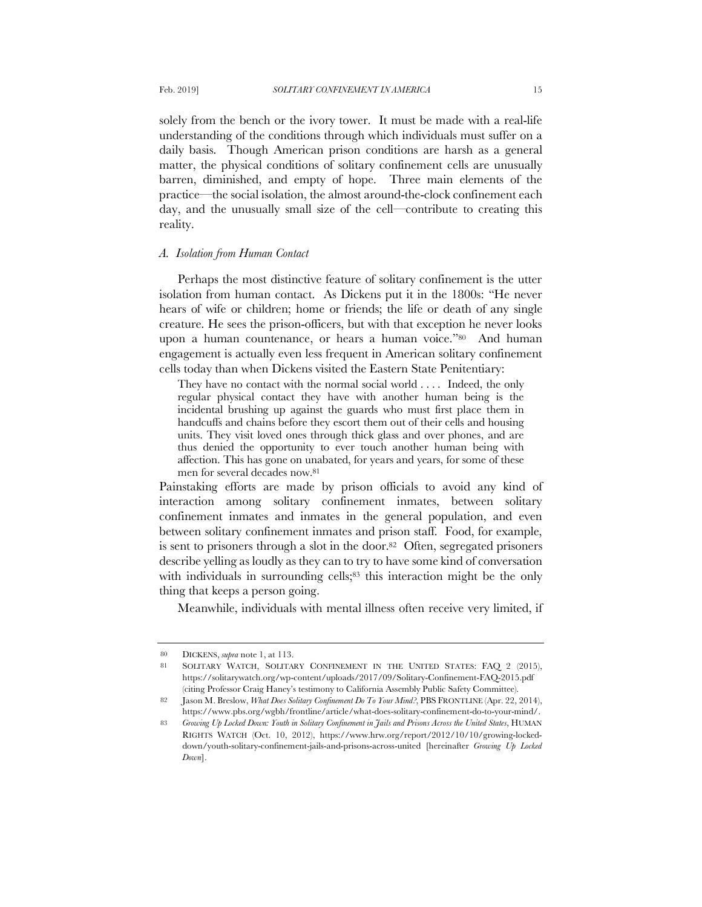solely from the bench or the ivory tower. It must be made with a real-life understanding of the conditions through which individuals must suffer on a daily basis. Though American prison conditions are harsh as a general matter, the physical conditions of solitary confinement cells are unusually barren, diminished, and empty of hope. Three main elements of the practice—the social isolation, the almost around-the-clock confinement each day, and the unusually small size of the cell—contribute to creating this reality.

### *A. Isolation from Human Contact*

Perhaps the most distinctive feature of solitary confinement is the utter isolation from human contact. As Dickens put it in the 1800s: "He never hears of wife or children; home or friends; the life or death of any single creature. He sees the prison-officers, but with that exception he never looks upon a human countenance, or hears a human voice."[80] And human engagement is actually even less frequent in American solitary confinement cells today than when Dickens visited the Eastern State Penitentiary:

> They have no contact with the normal social world . . . . Indeed, the only regular physical contact they have with another human being is the incidental brushing up against the guards who must first place them in handcuffs and chains before they escort them out of their cells and housing units. They visit loved ones through thick glass and over phones, and are thus denied the opportunity to ever touch another human being with affection. This has gone on unabated, for years and years, for some of these men for several decades now.[81]

Painstaking efforts are made by prison officials to avoid any kind of interaction among solitary confinement inmates, between solitary confinement inmates and inmates in the general population, and even between solitary confinement inmates and prison staff. Food, for example, is sent to prisoners through a slot in the door.[82] Often, segregated prisoners describe yelling as loudly as they can to try to have some kind of conversation with individuals in surrounding cells;[83] this interaction might be the only thing that keeps a person going.

Meanwhile, individuals with mental illness often receive very limited, if

---

[80] DICKENS, *supra* note 1, at 113.

[81] SOLITARY WATCH, SOLITARY CONFINEMENT IN THE UNITED STATES: FAQ 2 (2015), https://solitarywatch.org/wp-content/uploads/2017/09/Solitary-Confinement-FAQ-2015.pdf (citing Professor Craig Haney's testimony to California Assembly Public Safety Committee).

[82] Jason M. Breslow, *What Does Solitary Confinement Do To Your Mind?*, PBS FRONTLINE (Apr. 22, 2014), https://www.pbs.org/wgbh/frontline/article/what-does-solitary-confinement-do-to-your-mind/.

[83] *Growing Up Locked Down: Youth in Solitary Confinement in Jails and Prisons Across the United States*, HUMAN RIGHTS WATCH (Oct. 10, 2012), https://www.hrw.org/report/2012/10/10/growing-locked-down/youth-solitary-confinement-jails-and-prisons-across-united [hereinafter *Growing Up Locked Down*].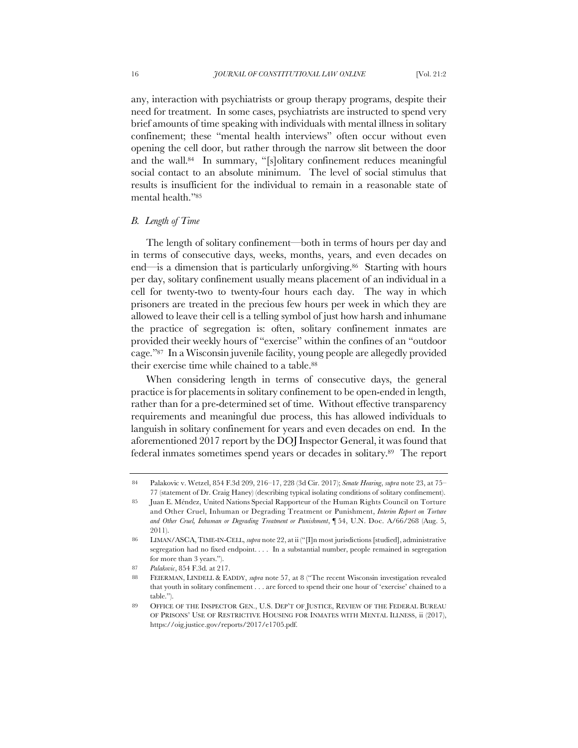any, interaction with psychiatrists or group therapy programs, despite their need for treatment. In some cases, psychiatrists are instructed to spend very brief amounts of time speaking with individuals with mental illness in solitary confinement; these "mental health interviews" often occur without even opening the cell door, but rather through the narrow slit between the door and the wall.[84] In summary, "[s]olitary confinement reduces meaningful social contact to an absolute minimum. The level of social stimulus that results is insufficient for the individual to remain in a reasonable state of mental health."[85]

### *B. Length of Time*

The length of solitary confinement—both in terms of hours per day and in terms of consecutive days, weeks, months, years, and even decades on end—is a dimension that is particularly unforgiving.[86] Starting with hours per day, solitary confinement usually means placement of an individual in a cell for twenty-two to twenty-four hours each day. The way in which prisoners are treated in the precious few hours per week in which they are allowed to leave their cell is a telling symbol of just how harsh and inhumane the practice of segregation is: often, solitary confinement inmates are provided their weekly hours of "exercise" within the confines of an "outdoor cage."[87] In a Wisconsin juvenile facility, young people are allegedly provided their exercise time while chained to a table.[88]

When considering length in terms of consecutive days, the general practice is for placements in solitary confinement to be open-ended in length, rather than for a pre-determined set of time. Without effective transparency requirements and meaningful due process, this has allowed individuals to languish in solitary confinement for years and even decades on end. In the aforementioned 2017 report by the DOJ Inspector General, it was found that federal inmates sometimes spend years or decades in solitary.[89] The report

---

[84] Palakovic v. Wetzel, 854 F.3d 209, 216–17, 228 (3d Cir. 2017); *Senate Hearing*, *supra* note 23, at 75–77 (statement of Dr. Craig Haney) (describing typical isolating conditions of solitary confinement).

[85] Juan E. Méndez, United Nations Special Rapporteur of the Human Rights Council on Torture and Other Cruel, Inhuman or Degrading Treatment or Punishment, *Interim Report on Torture and Other Cruel, Inhuman or Degrading Treatment or Punishment*, ¶ 54, U.N. Doc. A/66/268 (Aug. 5, 2011).

[86] LIMAN/ASCA, TIME-IN-CELL, *supra* note 22, at ii ("[I]n most jurisdictions [studied], administrative segregation had no fixed endpoint. . . . In a substantial number, people remained in segregation for more than 3 years.").

[87] *Palakovic*, 854 F.3d. at 217.

[88] FEIERMAN, LINDELL & EADDY, *supra* note 57, at 8 ("The recent Wisconsin investigation revealed that youth in solitary confinement . . . are forced to spend their one hour of 'exercise' chained to a table.").

[89] OFFICE OF THE INSPECTOR GEN., U.S. DEP'T OF JUSTICE, REVIEW OF THE FEDERAL BUREAU OF PRISONS' USE OF RESTRICTIVE HOUSING FOR INMATES WITH MENTAL ILLNESS, ii (2017), https://oig.justice.gov/reports/2017/e1705.pdf.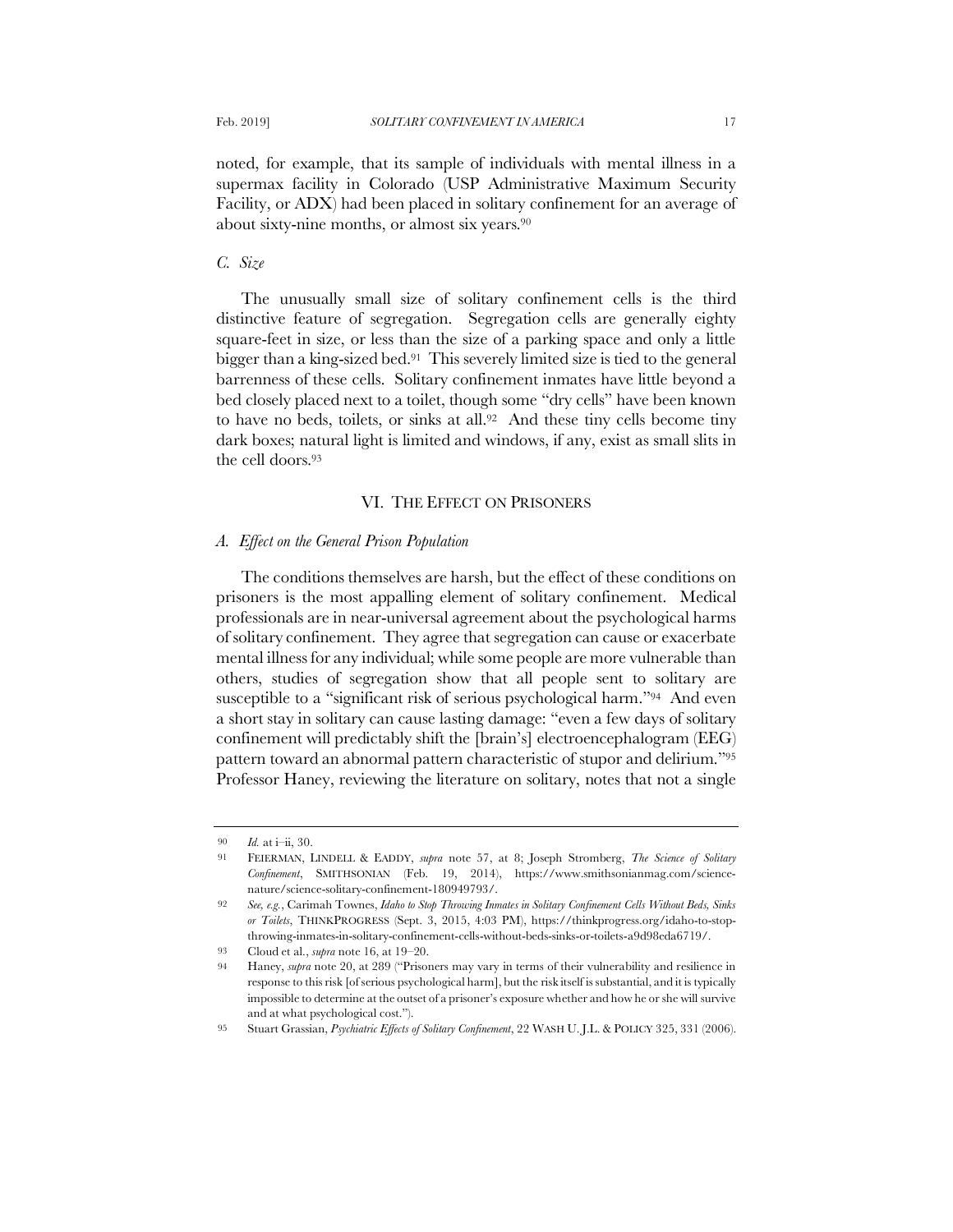noted, for example, that its sample of individuals with mental illness in a supermax facility in Colorado (USP Administrative Maximum Security Facility, or ADX) had been placed in solitary confinement for an average of about sixty-nine months, or almost six years.[90]

### *C. Size*

The unusually small size of solitary confinement cells is the third distinctive feature of segregation. Segregation cells are generally eighty square-feet in size, or less than the size of a parking space and only a little bigger than a king-sized bed.[91] This severely limited size is tied to the general barrenness of these cells. Solitary confinement inmates have little beyond a bed closely placed next to a toilet, though some "dry cells" have been known to have no beds, toilets, or sinks at all.[92] And these tiny cells become tiny dark boxes; natural light is limited and windows, if any, exist as small slits in the cell doors.[93]

## VI. THE EFFECT ON PRISONERS

### *A. Effect on the General Prison Population*

The conditions themselves are harsh, but the effect of these conditions on prisoners is the most appalling element of solitary confinement. Medical professionals are in near-universal agreement about the psychological harms of solitary confinement. They agree that segregation can cause or exacerbate mental illness for any individual; while some people are more vulnerable than others, studies of segregation show that all people sent to solitary are susceptible to a "significant risk of serious psychological harm."[94] And even a short stay in solitary can cause lasting damage: "even a few days of solitary confinement will predictably shift the [brain's] electroencephalogram (EEG) pattern toward an abnormal pattern characteristic of stupor and delirium."[95] Professor Haney, reviewing the literature on solitary, notes that not a single

---

90 *Id.* at i–ii, 30.

91 FEIERMAN, LINDELL & EADDY, *supra* note 57, at 8; Joseph Stromberg, *The Science of Solitary Confinement*, SMITHSONIAN (Feb. 19, 2014), https://www.smithsonianmag.com/science-nature/science-solitary-confinement-180949793/.

92 *See, e.g.*, Carimah Townes, *Idaho to Stop Throwing Inmates in Solitary Confinement Cells Without Beds, Sinks or Toilets*, THINKPROGRESS (Sept. 3, 2015, 4:03 PM), https://thinkprogress.org/idaho-to-stop-throwing-inmates-in-solitary-confinement-cells-without-beds-sinks-or-toilets-a9d98eda6719/.

93 Cloud et al., *supra* note 16, at 19–20.

94 Haney, *supra* note 20, at 289 ("Prisoners may vary in terms of their vulnerability and resilience in response to this risk [of serious psychological harm], but the risk itself is substantial, and it is typically impossible to determine at the outset of a prisoner's exposure whether and how he or she will survive and at what psychological cost.").

95 Stuart Grassian, *Psychiatric Effects of Solitary Confinement*, 22 WASH U. J.L. & POLICY 325, 331 (2006).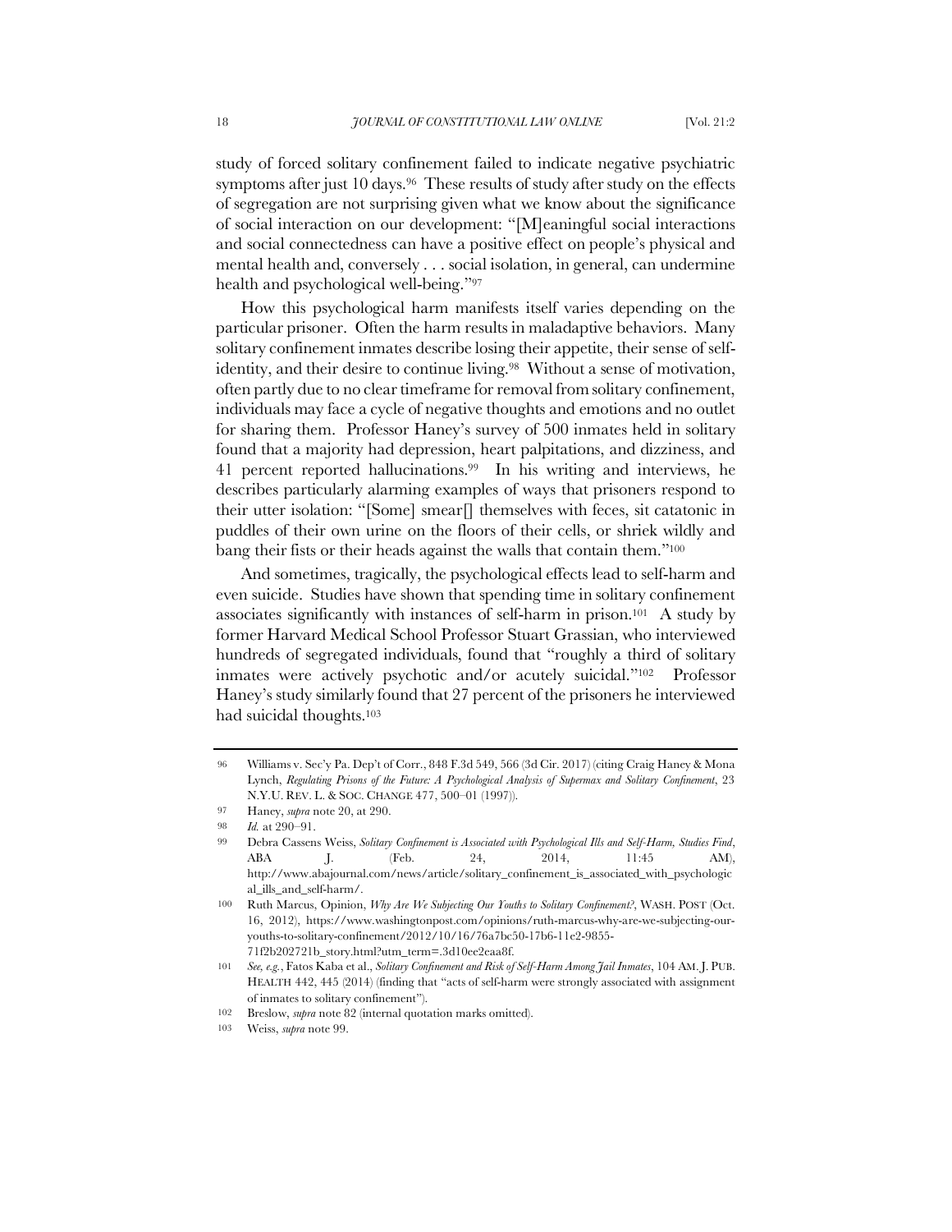study of forced solitary confinement failed to indicate negative psychiatric symptoms after just 10 days.[96] These results of study after study on the effects of segregation are not surprising given what we know about the significance of social interaction on our development: "[M]eaningful social interactions and social connectedness can have a positive effect on people's physical and mental health and, conversely . . . social isolation, in general, can undermine health and psychological well-being."[97]

How this psychological harm manifests itself varies depending on the particular prisoner. Often the harm results in maladaptive behaviors. Many solitary confinement inmates describe losing their appetite, their sense of self-identity, and their desire to continue living.[98] Without a sense of motivation, often partly due to no clear timeframe for removal from solitary confinement, individuals may face a cycle of negative thoughts and emotions and no outlet for sharing them. Professor Haney's survey of 500 inmates held in solitary found that a majority had depression, heart palpitations, and dizziness, and 41 percent reported hallucinations.[99] In his writing and interviews, he describes particularly alarming examples of ways that prisoners respond to their utter isolation: "[Some] smear[] themselves with feces, sit catatonic in puddles of their own urine on the floors of their cells, or shriek wildly and bang their fists or their heads against the walls that contain them."[100]

And sometimes, tragically, the psychological effects lead to self-harm and even suicide. Studies have shown that spending time in solitary confinement associates significantly with instances of self-harm in prison.[101] A study by former Harvard Medical School Professor Stuart Grassian, who interviewed hundreds of segregated individuals, found that "roughly a third of solitary inmates were actively psychotic and/or acutely suicidal."[102] Professor Haney's study similarly found that 27 percent of the prisoners he interviewed had suicidal thoughts.[103]

---

96 Williams v. Sec'y Pa. Dep't of Corr., 848 F.3d 549, 566 (3d Cir. 2017) (citing Craig Haney & Mona Lynch, *Regulating Prisons of the Future: A Psychological Analysis of Supermax and Solitary Confinement*, 23 N.Y.U. REV. L. & SOC. CHANGE 477, 500–01 (1997)).

97 Haney, *supra* note 20, at 290.

98 *Id.* at 290–91.

99 Debra Cassens Weiss, *Solitary Confinement is Associated with Psychological Ills and Self-Harm, Studies Find*, ABA J. (Feb. 24, 2014, 11:45 AM), http://www.abajournal.com/news/article/solitary_confinement_is_associated_with_psychological_ills_and_self-harm/.

100 Ruth Marcus, Opinion, *Why Are We Subjecting Our Youths to Solitary Confinement?*, WASH. POST (Oct. 16, 2012), https://www.washingtonpost.com/opinions/ruth-marcus-why-are-we-subjecting-our-youths-to-solitary-confinement/2012/10/16/76a7bc50-17b6-11e2-9855-71f2b202721b_story.html?utm_term=.3d10ee2eaa8f.

101 *See, e.g.*, Fatos Kaba et al., *Solitary Confinement and Risk of Self-Harm Among Jail Inmates*, 104 AM. J. PUB. HEALTH 442, 445 (2014) (finding that "acts of self-harm were strongly associated with assignment of inmates to solitary confinement").

102 Breslow, *supra* note 82 (internal quotation marks omitted).

103 Weiss, *supra* note 99.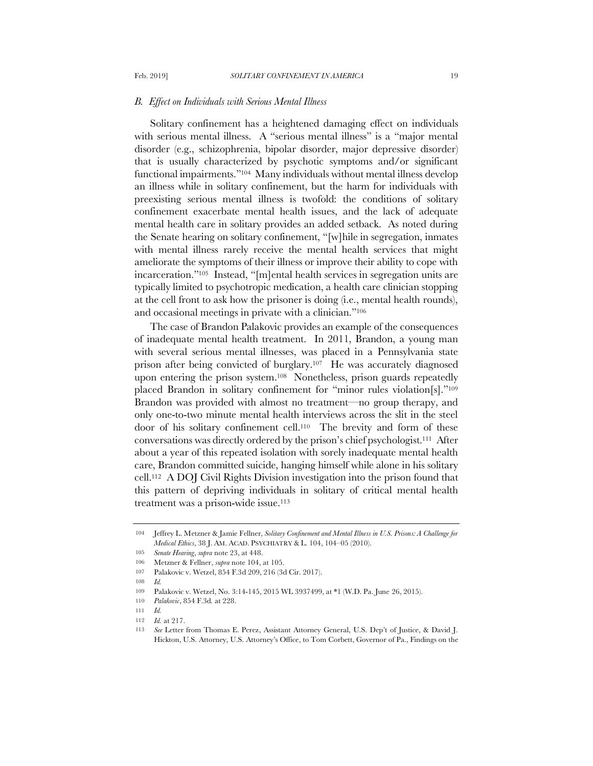### *B. Effect on Individuals with Serious Mental Illness*

Solitary confinement has a heightened damaging effect on individuals with serious mental illness. A "serious mental illness" is a "major mental disorder (e.g., schizophrenia, bipolar disorder, major depressive disorder) that is usually characterized by psychotic symptoms and/or significant functional impairments."[104] Many individuals without mental illness develop an illness while in solitary confinement, but the harm for individuals with preexisting serious mental illness is twofold: the conditions of solitary confinement exacerbate mental health issues, and the lack of adequate mental health care in solitary provides an added setback. As noted during the Senate hearing on solitary confinement, "[w]hile in segregation, inmates with mental illness rarely receive the mental health services that might ameliorate the symptoms of their illness or improve their ability to cope with incarceration."[105] Instead, "[m]ental health services in segregation units are typically limited to psychotropic medication, a health care clinician stopping at the cell front to ask how the prisoner is doing (i.e., mental health rounds), and occasional meetings in private with a clinician."[106]

The case of Brandon Palakovic provides an example of the consequences of inadequate mental health treatment. In 2011, Brandon, a young man with several serious mental illnesses, was placed in a Pennsylvania state prison after being convicted of burglary.[107] He was accurately diagnosed upon entering the prison system.[108] Nonetheless, prison guards repeatedly placed Brandon in solitary confinement for "minor rules violation[s]."[109] Brandon was provided with almost no treatment—no group therapy, and only one-to-two minute mental health interviews across the slit in the steel door of his solitary confinement cell.[110] The brevity and form of these conversations was directly ordered by the prison's chief psychologist.[111] After about a year of this repeated isolation with sorely inadequate mental health care, Brandon committed suicide, hanging himself while alone in his solitary cell.[112] A DOJ Civil Rights Division investigation into the prison found that this pattern of depriving individuals in solitary of critical mental health treatment was a prison-wide issue.[113]

---

104 Jeffrey L. Metzner & Jamie Fellner, *Solitary Confinement and Mental Illness in U.S. Prisons: A Challenge for Medical Ethics*, 38 J. AM. ACAD. PSYCHIATRY & L. 104, 104–05 (2010).

105 *Senate Hearing*, *supra* note 23, at 448.

106 Metzner & Fellner, *supra* note 104, at 105.

107 Palakovic v. Wetzel, 854 F.3d 209, 216 (3d Cir. 2017).

108 *Id.*

109 Palakovic v. Wetzel, No. 3:14-145, 2015 WL 3937499, at *1 (W.D. Pa. June 26, 2015).

110 *Palakovic*, 854 F.3d*.* at 228.

111 *Id.*

112 *Id.* at 217.

113 *See* Letter from Thomas E. Perez, Assistant Attorney General, U.S. Dep't of Justice, & David J. Hickton, U.S. Attorney, U.S. Attorney's Office, to Tom Corbett, Governor of Pa., Findings on the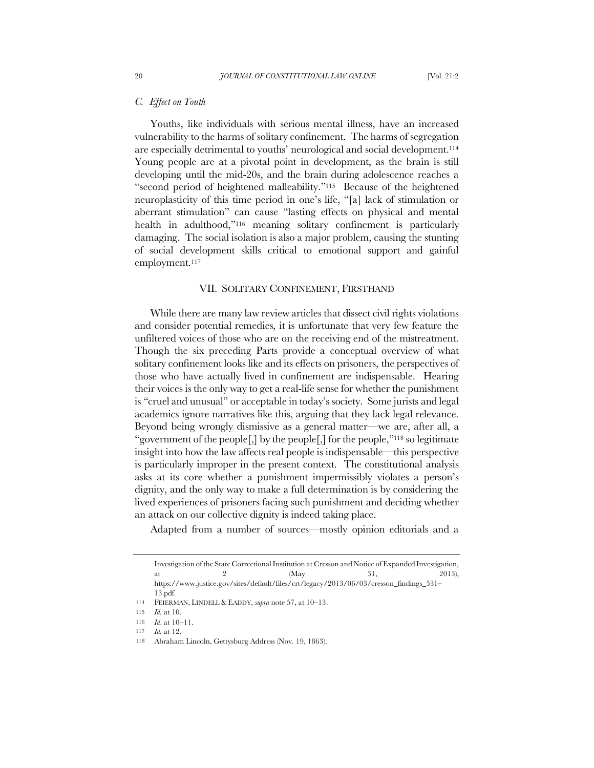### *C. Effect on Youth*

Youths, like individuals with serious mental illness, have an increased vulnerability to the harms of solitary confinement. The harms of segregation are especially detrimental to youths' neurological and social development.[114] Young people are at a pivotal point in development, as the brain is still developing until the mid-20s, and the brain during adolescence reaches a "second period of heightened malleability."[115] Because of the heightened neuroplasticity of this time period in one's life, "[a] lack of stimulation or aberrant stimulation" can cause "lasting effects on physical and mental health in adulthood,"[116] meaning solitary confinement is particularly damaging. The social isolation is also a major problem, causing the stunting of social development skills critical to emotional support and gainful employment.[117]

## VII. SOLITARY CONFINEMENT, FIRSTHAND

While there are many law review articles that dissect civil rights violations and consider potential remedies, it is unfortunate that very few feature the unfiltered voices of those who are on the receiving end of the mistreatment. Though the six preceding Parts provide a conceptual overview of what solitary confinement looks like and its effects on prisoners, the perspectives of those who have actually lived in confinement are indispensable. Hearing their voices is the only way to get a real-life sense for whether the punishment is "cruel and unusual" or acceptable in today's society. Some jurists and legal academics ignore narratives like this, arguing that they lack legal relevance. Beyond being wrongly dismissive as a general matter—we are, after all, a "government of the people[,] by the people[,] for the people,"[118] so legitimate insight into how the law affects real people is indispensable—this perspective is particularly improper in the present context. The constitutional analysis asks at its core whether a punishment impermissibly violates a person's dignity, and the only way to make a full determination is by considering the lived experiences of prisoners facing such punishment and deciding whether an attack on our collective dignity is indeed taking place.

Adapted from a number of sources—mostly opinion editorials and a

---

Investigation of the State Correctional Institution at Cresson and Notice of Expanded Investigation, at 2 (May 31, 2013), https://www.justice.gov/sites/default/files/crt/legacy/2013/06/03/cresson_findings_531–13.pdf.

114 FEIERMAN, LINDELL & EADDY, *supra* note 57, at 10–13.

115 *Id.* at 10.

116 *Id.* at 10–11.

117 *Id.* at 12.

118 Abraham Lincoln, Gettysburg Address (Nov. 19, 1863).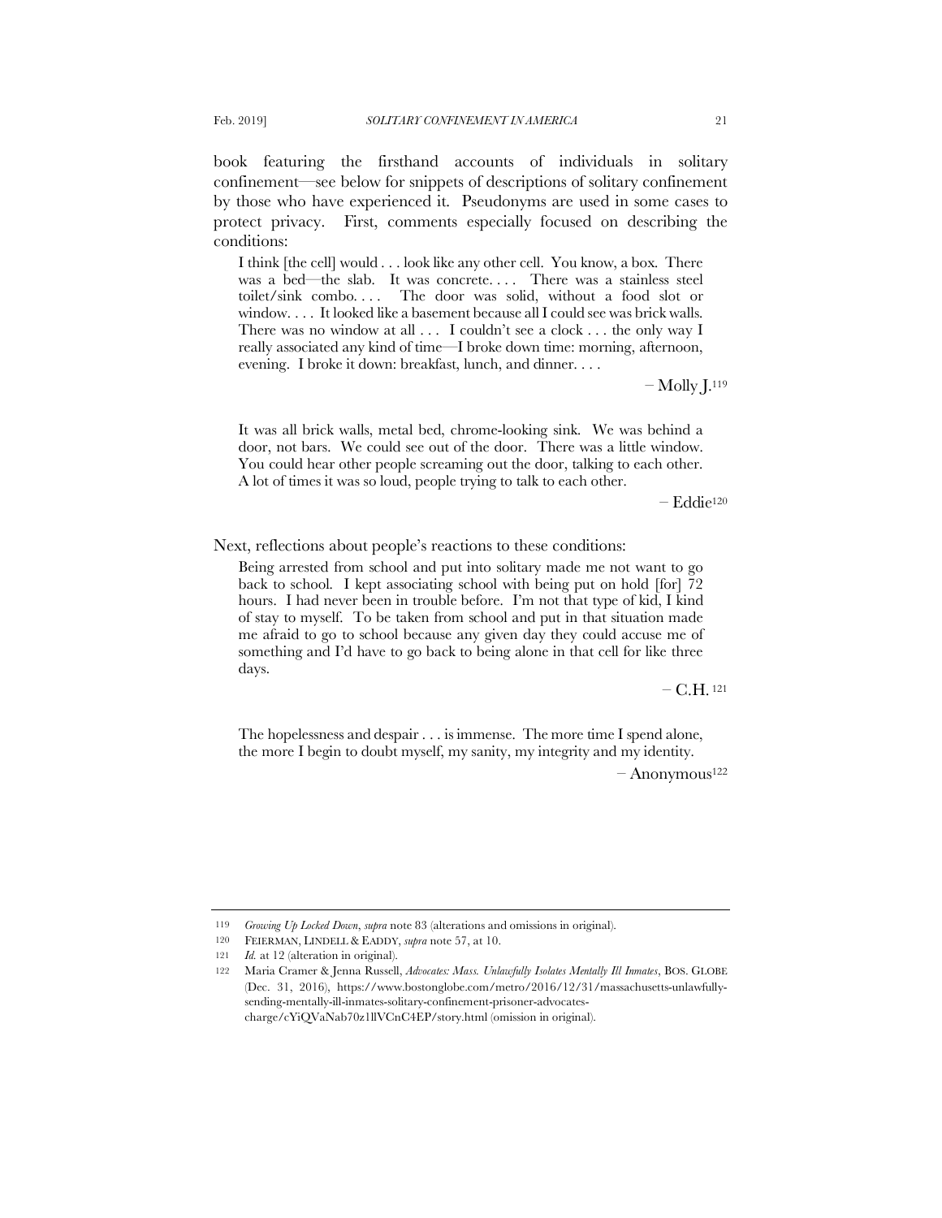book featuring the firsthand accounts of individuals in solitary confinement—see below for snippets of descriptions of solitary confinement by those who have experienced it. Pseudonyms are used in some cases to protect privacy. First, comments especially focused on describing the conditions:

> I think [the cell] would . . . look like any other cell. You know, a box. There was a bed—the slab. It was concrete. . . . There was a stainless steel toilet/sink combo. . . . The door was solid, without a food slot or window. . . . It looked like a basement because all I could see was brick walls. There was no window at all . . . I couldn't see a clock . . . the only way I really associated any kind of time—I broke down time: morning, afternoon, evening. I broke it down: breakfast, lunch, and dinner. . . .
>
> – Molly J.[119]

> It was all brick walls, metal bed, chrome-looking sink. We was behind a door, not bars. We could see out of the door. There was a little window. You could hear other people screaming out the door, talking to each other. A lot of times it was so loud, people trying to talk to each other.
>
> – Eddie[120]

Next, reflections about people's reactions to these conditions:

> Being arrested from school and put into solitary made me not want to go back to school. I kept associating school with being put on hold [for] 72 hours. I had never been in trouble before. I'm not that type of kid, I kind of stay to myself. To be taken from school and put in that situation made me afraid to go to school because any given day they could accuse me of something and I'd have to go back to being alone in that cell for like three days.
>
> – C.H.[121]

> The hopelessness and despair . . . is immense. The more time I spend alone, the more I begin to doubt myself, my sanity, my integrity and my identity.
>
> – Anonymous[122]

---

119 *Growing Up Locked Down*, *supra* note 83 (alterations and omissions in original).

120 FEIERMAN, LINDELL & EADDY, *supra* note 57, at 10.

121 *Id.* at 12 (alteration in original).

122 Maria Cramer & Jenna Russell, *Advocates: Mass. Unlawfully Isolates Mentally Ill Inmates*, BOS. GLOBE (Dec. 31, 2016), https://www.bostonglobe.com/metro/2016/12/31/massachusetts-unlawfully-sending-mentally-ill-inmates-solitary-confinement-prisoner-advocates-charge/cYiQVaNab70z1llVCnC4EP/story.html (omission in original).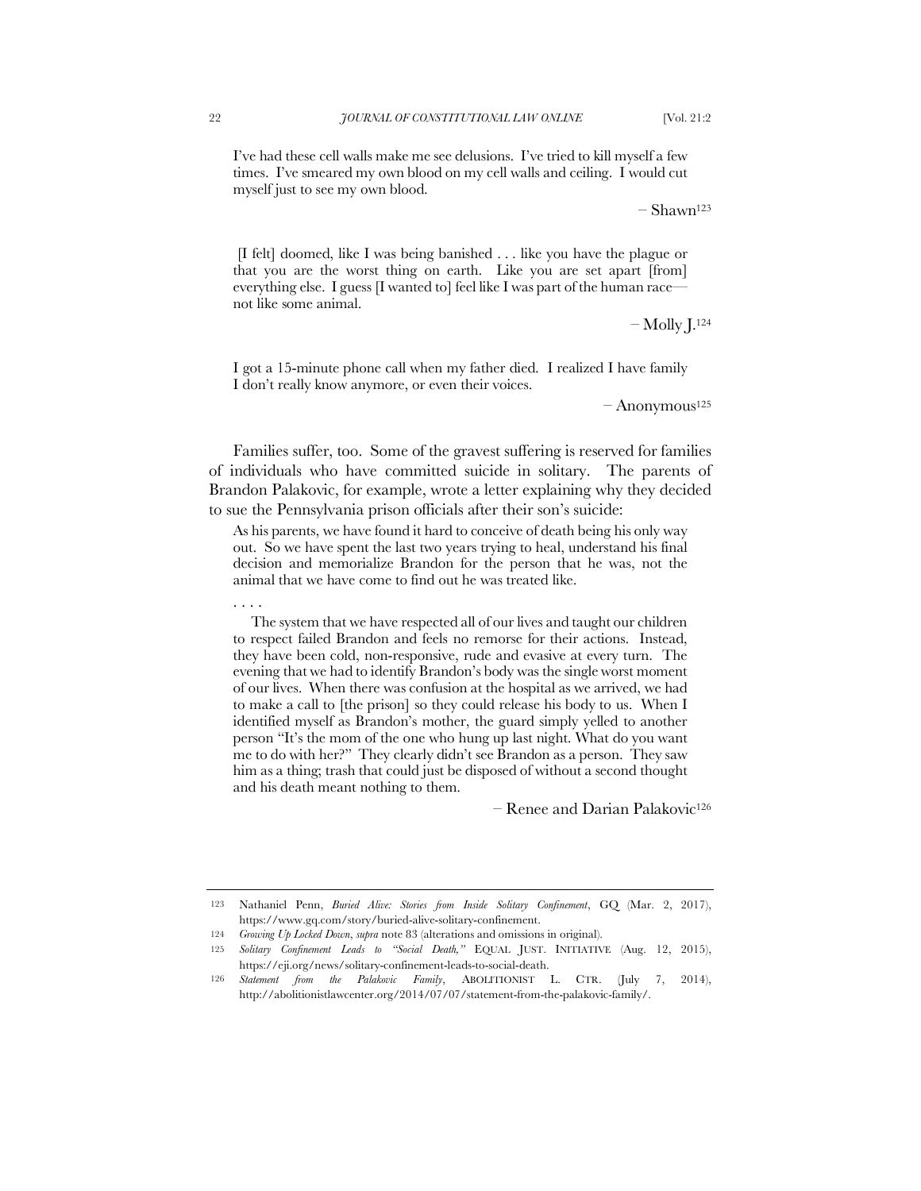> I've had these cell walls make me see delusions. I've tried to kill myself a few times. I've smeared my own blood on my cell walls and ceiling. I would cut myself just to see my own blood.
>
> – Shawn[123]

> [I felt] doomed, like I was being banished . . . like you have the plague or that you are the worst thing on earth. Like you are set apart [from] everything else. I guess [I wanted to] feel like I was part of the human race—not like some animal.
>
> – Molly J.[124]

> I got a 15-minute phone call when my father died. I realized I have family I don't really know anymore, or even their voices.
>
> – Anonymous[125]

Families suffer, too. Some of the gravest suffering is reserved for families of individuals who have committed suicide in solitary. The parents of Brandon Palakovic, for example, wrote a letter explaining why they decided to sue the Pennsylvania prison officials after their son's suicide:

> As his parents, we have found it hard to conceive of death being his only way out. So we have spent the last two years trying to heal, understand his final decision and memorialize Brandon for the person that he was, not the animal that we have come to find out he was treated like.
>
> . . . .
>
> The system that we have respected all of our lives and taught our children to respect failed Brandon and feels no remorse for their actions. Instead, they have been cold, non-responsive, rude and evasive at every turn. The evening that we had to identify Brandon's body was the single worst moment of our lives. When there was confusion at the hospital as we arrived, we had to make a call to [the prison] so they could release his body to us. When I identified myself as Brandon's mother, the guard simply yelled to another person "It's the mom of the one who hung up last night. What do you want me to do with her?" They clearly didn't see Brandon as a person. They saw him as a thing; trash that could just be disposed of without a second thought and his death meant nothing to them.
>
> – Renee and Darian Palakovic[126]

---

123 Nathaniel Penn, *Buried Alive: Stories from Inside Solitary Confinement*, GQ (Mar. 2, 2017), https://www.gq.com/story/buried-alive-solitary-confinement.

124 *Growing Up Locked Down*, *supra* note 83 (alterations and omissions in original).

125 *Solitary Confinement Leads to "Social Death,"* EQUAL JUST. INITIATIVE (Aug. 12, 2015), https://eji.org/news/solitary-confinement-leads-to-social-death.

126 *Statement from the Palakovic Family*, ABOLITIONIST L. CTR. (July 7, 2014), http://abolitionistlawcenter.org/2014/07/07/statement-from-the-palakovic-family/.